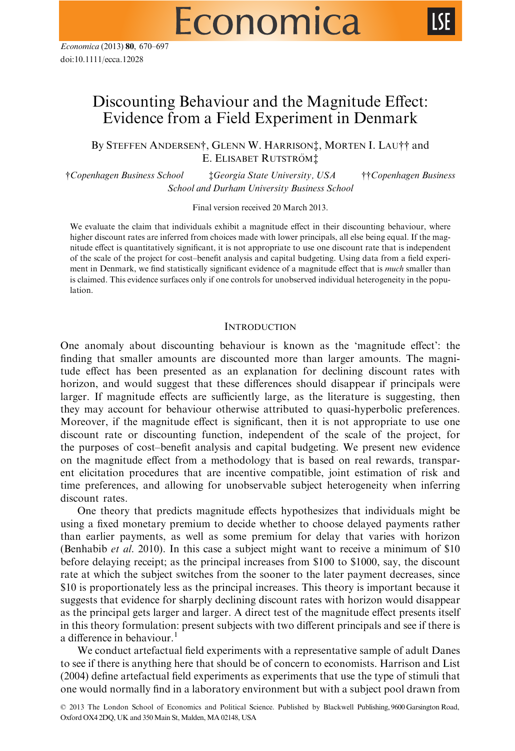# Discounting Behaviour and the Magnitude Effect: Evidence from a Field Experiment in Denmark

By STEFFEN ANDERSEN†, GLENN W. HARRISON‡, MORTEN I. LAU†† and E. ELISABET RUTSTRÖM‡

†*Copenhagen Business School* ‡*Georgia State University, USA* ††*Copenhagen Business School and Durham University Business School*

Final version received 20 March 2013.

We evaluate the claim that individuals exhibit a magnitude effect in their discounting behaviour, where higher discount rates are inferred from choices made with lower principals, all else being equal. If the magnitude effect is quantitatively significant, it is not appropriate to use one discount rate that is independent of the scale of the project for cost–benefit analysis and capital budgeting. Using data from a field experiment in Denmark, we find statistically significant evidence of a magnitude effect that is *much* smaller than is claimed. This evidence surfaces only if one controls for unobserved individual heterogeneity in the population.

## INTRODUCTION

One anomaly about discounting behaviour is known as the 'magnitude effect': the finding that smaller amounts are discounted more than larger amounts. The magnitude effect has been presented as an explanation for declining discount rates with horizon, and would suggest that these differences should disappear if principals were larger. If magnitude effects are sufficiently large, as the literature is suggesting, then they may account for behaviour otherwise attributed to quasi-hyperbolic preferences. Moreover, if the magnitude effect is significant, then it is not appropriate to use one discount rate or discounting function, independent of the scale of the project, for the purposes of cost–benefit analysis and capital budgeting. We present new evidence on the magnitude effect from a methodology that is based on real rewards, transparent elicitation procedures that are incentive compatible, joint estimation of risk and time preferences, and allowing for unobservable subject heterogeneity when inferring discount rates.

One theory that predicts magnitude effects hypothesizes that individuals might be using a fixed monetary premium to decide whether to choose delayed payments rather than earlier payments, as well as some premium for delay that varies with horizon (Benhabib *et al*. 2010). In this case a subject might want to receive a minimum of $10 before delaying receipt; as the principal increases from $100 to $1000, say, the discount rate at which the subject switches from the sooner to the later payment decreases, since $10 is proportionately less as the principal increases. This theory is important because it suggests that evidence for sharply declining discount rates with horizon would disappear as the principal gets larger and larger. A direct test of the magnitude effect presents itself in this theory formulation: present subjects with two different principals and see if there is a difference in behaviour.[1]

We conduct artefactual field experiments with a representative sample of adult Danes to see if there is anything here that should be of concern to economists. Harrison and List (2004) define artefactual field experiments as experiments that use the type of stimuli that one would normally find in a laboratory environment but with a subject pool drawn from

© 2013 The London School of Economics and Political Science. Published by Blackwell Publishing, 9600 Garsington Road, Oxford OX4 2DQ, UK and 350 Main St, Malden, MA 02148, USA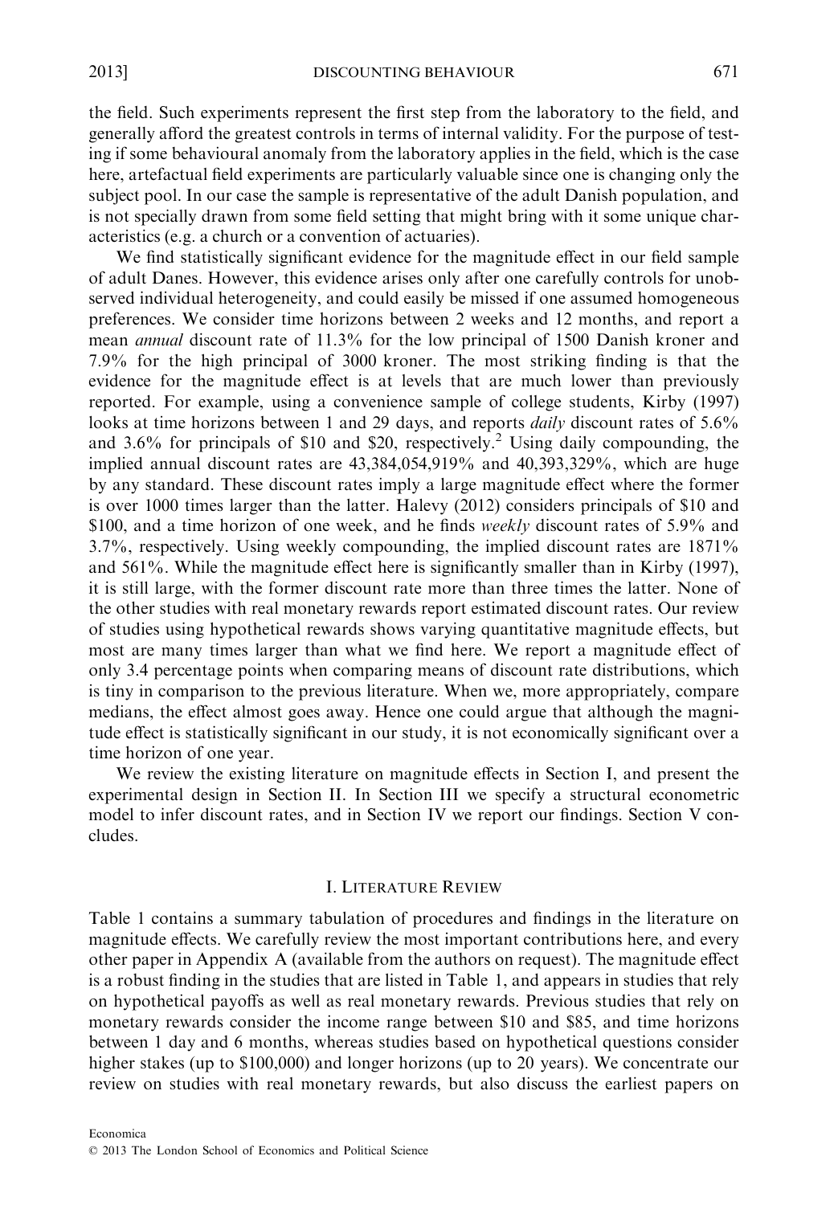the field. Such experiments represent the first step from the laboratory to the field, and generally afford the greatest controls in terms of internal validity. For the purpose of testing if some behavioural anomaly from the laboratory applies in the field, which is the case here, artefactual field experiments are particularly valuable since one is changing only the subject pool. In our case the sample is representative of the adult Danish population, and is not specially drawn from some field setting that might bring with it some unique characteristics (e.g. a church or a convention of actuaries).

We find statistically significant evidence for the magnitude effect in our field sample of adult Danes. However, this evidence arises only after one carefully controls for unobserved individual heterogeneity, and could easily be missed if one assumed homogeneous preferences. We consider time horizons between 2 weeks and 12 months, and report a mean *annual* discount rate of 11.3% for the low principal of 1500 Danish kroner and 7.9% for the high principal of 3000 kroner. The most striking finding is that the evidence for the magnitude effect is at levels that are much lower than previously reported. For example, using a convenience sample of college students, Kirby (1997) looks at time horizons between 1 and 29 days, and reports *daily* discount rates of 5.6% and 3.6% for principals of \$10 and \$20, respectively.[2] Using daily compounding, the implied annual discount rates are 43,384,054,919% and 40,393,329%, which are huge by any standard. These discount rates imply a large magnitude effect where the former is over 1000 times larger than the latter. Halevy (2012) considers principals of \$10 and \$100, and a time horizon of one week, and he finds *weekly* discount rates of 5.9% and 3.7%, respectively. Using weekly compounding, the implied discount rates are 1871% and 561%. While the magnitude effect here is significantly smaller than in Kirby (1997), it is still large, with the former discount rate more than three times the latter. None of the other studies with real monetary rewards report estimated discount rates. Our review of studies using hypothetical rewards shows varying quantitative magnitude effects, but most are many times larger than what we find here. We report a magnitude effect of only 3.4 percentage points when comparing means of discount rate distributions, which is tiny in comparison to the previous literature. When we, more appropriately, compare medians, the effect almost goes away. Hence one could argue that although the magnitude effect is statistically significant in our study, it is not economically significant over a time horizon of one year.

We review the existing literature on magnitude effects in Section I, and present the experimental design in Section II. In Section III we specify a structural econometric model to infer discount rates, and in Section IV we report our findings. Section V concludes.

## I. Literature Review

Table 1 contains a summary tabulation of procedures and findings in the literature on magnitude effects. We carefully review the most important contributions here, and every other paper in Appendix A (available from the authors on request). The magnitude effect is a robust finding in the studies that are listed in Table 1, and appears in studies that rely on hypothetical payoffs as well as real monetary rewards. Previous studies that rely on monetary rewards consider the income range between \$10 and \$85, and time horizons between 1 day and 6 months, whereas studies based on hypothetical questions consider higher stakes (up to \$100,000) and longer horizons (up to 20 years). We concentrate our review on studies with real monetary rewards, but also discuss the earliest papers on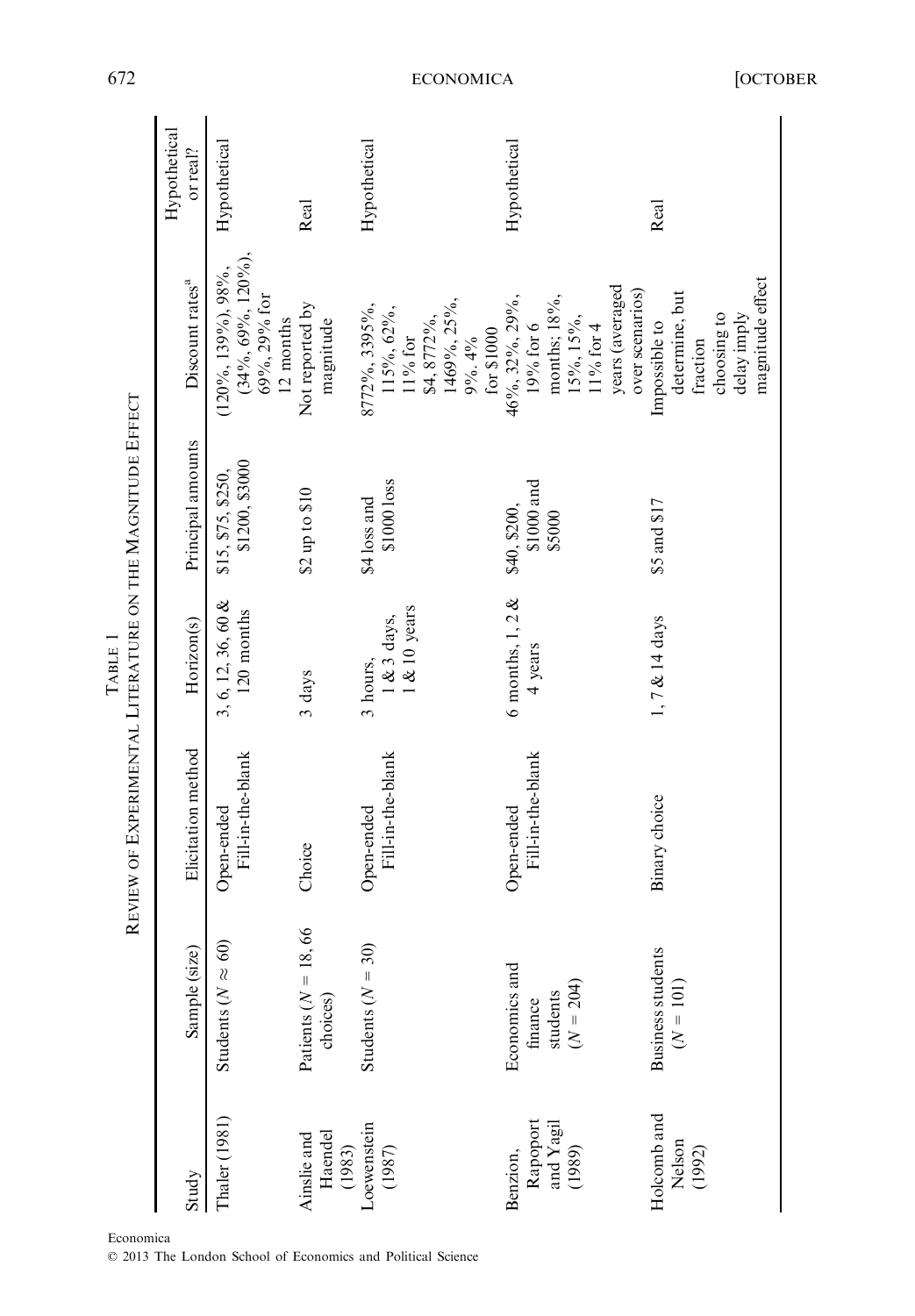TABLE 1
REVIEW OF EXPERIMENTAL LITERATURE ON THE MAGNITUDE EFFECT

| Study | Sample (size) | Elicitation method | Horizon(s) | Principal amounts | Discount rates[a] | Hypothetical or real? |
|---|---|---|---|---|---|---|
| Thaler (1981) | Students ($N \approx 60$) | Open-ended Fill-in-the-blank | 3, 6, 12, 36, 60 & 120 months | \$15, \$75, \$250, \$1200, \$3000 | (120%, 139%), 98%, (34%, 69%, 120%), 69%, 29% for 12 months | Hypothetical |
| Ainslie and Haendel (1983) | Patients ($N = 18$, 66 choices) | Choice | 3 days | \$2 up to \$10 | Not reported by magnitude | Real |
| Loewenstein (1987) | Students ($N = 30$) | Open-ended Fill-in-the-blank | 3 hours, 1 & 3 days, 1 & 10 years | \$4 loss and \$1000 loss | 8772%, 3395%, 115%, 62%, 11% for \$4, 8772%, 1469%, 25%, 9%, 4% for \$1000 | Hypothetical |
| Benzion, Rapoport and Yagil (1989) | Economics and finance students ($N = 204$) | Open-ended Fill-in-the-blank | 6 months, 1, 2 & 4 years | \$40, \$200, \$1000 and \$5000 | 46%, 32%, 29%, 19% for 6 months; 18%, 15%, 15%, 11% for 4 years (averaged over scenarios) | Hypothetical |
| Holcomb and Nelson (1992) | Business students ($N = 101$) | Binary choice | 1, 7 & 14 days | \$5 and \$17 | Impossible to determine, but fraction choosing to delay imply magnitude effect | Real |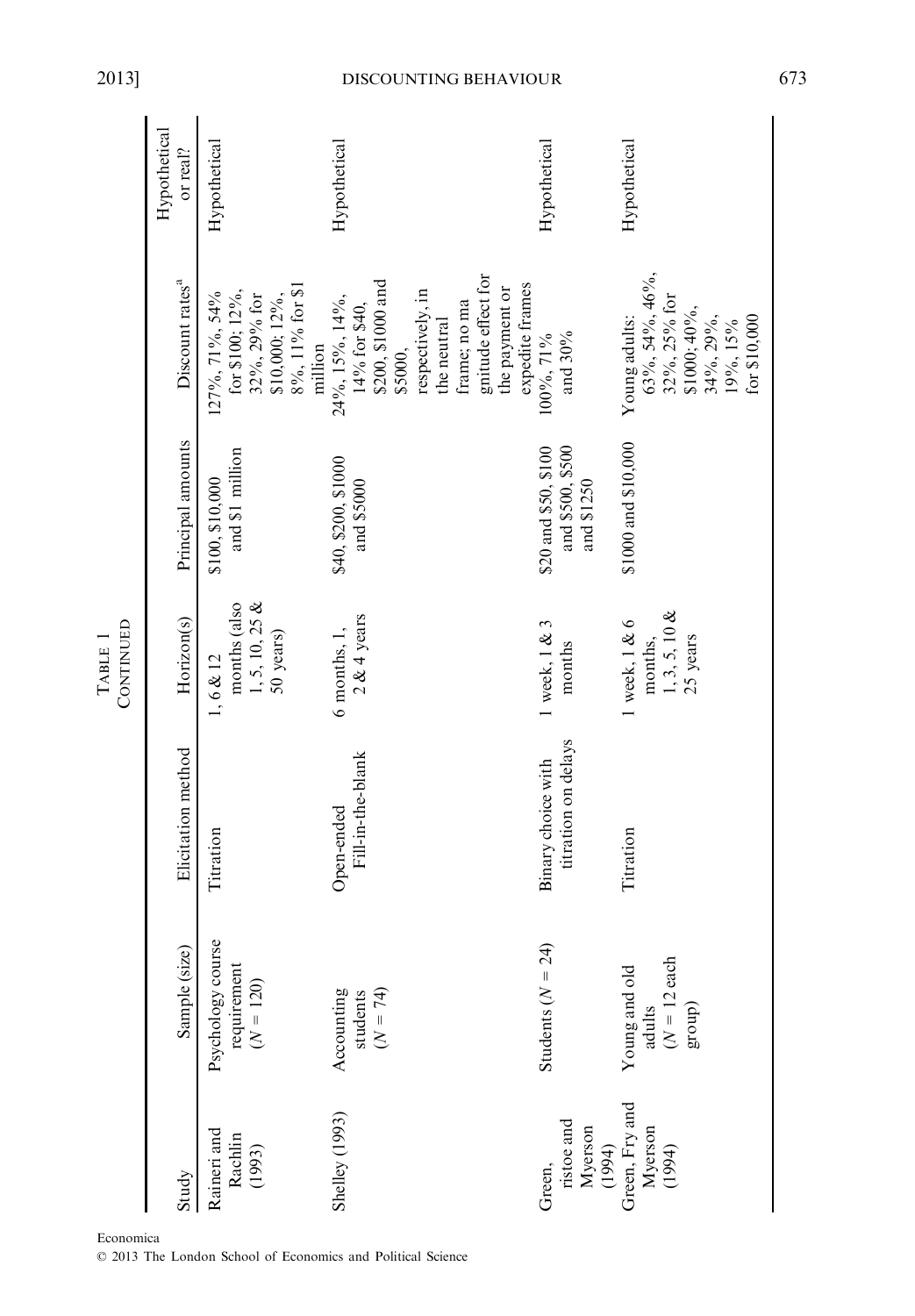TABLE 1
CONTINUED

| Study | Sample (size) | Elicitation method | Horizon(s) | Principal amounts | Discount rates[a] | Hypothetical or real? |
|---|---|---|---|---|---|---|
| Raineri and Rachlin (1993) | Psychology course requirement ($N = 120$) | Titration | 1, 6 & 12 months (also 1, 5, 10, 25 & 50 years) | \$100, \$10,000 and \$1 million | 127%, 71%, 54% for \$100; 12%, 32%, 29% for \$10,000; 12%, 8%, 11% for \$1 million | Hypothetical |
| Shelley (1993) | Accounting students ($N = 74$) | Open-ended Fill-in-the-blank | 6 months, 1, 2 & 4 years | \$40, \$200, \$1000 and \$5000 | 24%, 15%, 14%, 14% for \$40, \$200, \$1000 and \$5000, respectively, in the neutral frame; no magnitude effect for the payment or expedite frames | Hypothetical |
| Green, Fristoe and Myerson (1994) | Students ($N = 24$) | Binary choice with titration on delays | 1 week, 1 & 3 months | \$20 and \$50, \$100 and \$500, \$500 and \$1250 | 100%, 71% and 30% | Hypothetical |
| Green, Fry and Myerson (1994) | Young and old adults ($N = 12$ each group) | Titration | 1 week, 1 & 6 months, 1, 3, 5, 10 & 25 years | \$1000 and \$10,000 | Young adults: 63%, 54%, 46%, 32%, 25% for \$1000; 40%, 34%, 29%, 19%, 15% for \$10,000 | Hypothetical |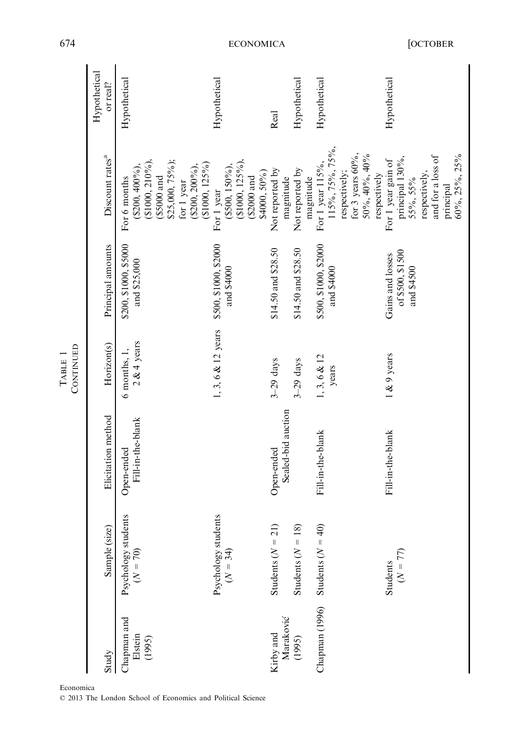Table 1
Continued

| Study | Sample (size) | Elicitation method | Horizon(s) | Principal amounts | Discount rates[a] | Hypothetical or real? |
|---|---|---|---|---|---|---|
| Chapman and Elstein (1995) | Psychology students ($N = 70$) | Open-ended Fill-in-the-blank | 6 months, 1, 2 & 4 years | \$200, \$1000, \$5000 and \$25,000 | For 6 months (\$200, 400%), (\$1000, 210%), (\$5000 and \$25,000, 75%); for 1 year (\$200, 200%), (\$1000, 125%) | Hypothetical |
| | Psychology students ($N = 34$) | | 1, 3, 6 & 12 years | \$500, \$1000, \$2000 and \$4000 | For 1 year (\$500, 150%), (\$1000, 125%), (\$2000 and \$4000, 50%) | Hypothetical |
| Kirby and Maraković (1995) | Students ($N = 21$) | Open-ended Sealed-bid auction | 3–29 days | \$14.50 and \$28.50 | Not reported by magnitude | Real |
| | Students ($N = 18$) | | 3–29 days | \$14.50 and \$28.50 | Not reported by magnitude | Hypothetical |
| Chapman (1996) | Students ($N = 40$) | Fill-in-the-blank | 1, 3, 6 & 12 years | \$500, \$1000, \$2000 and \$4000 | For 1 year 115%, 115%, 75%, 75%, respectively; for 3 years 60%, 50%, 40%, 40% respectively | Hypothetical |
| | Students ($N = 77$) | Fill-in-the-blank | 1 & 9 years | Gains and losses of \$500, \$1500 and \$4500 | For 1 year gain of principal 130%, 55%, 55% respectively, and for a loss of principal 60%, 25%, 25% | Hypothetical |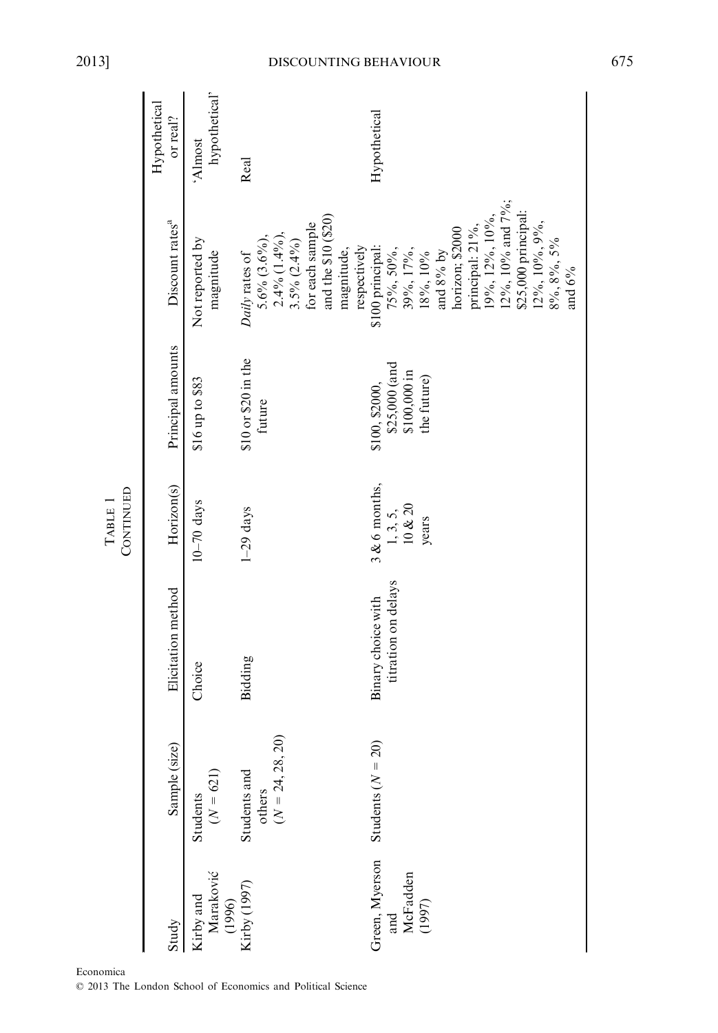Table 1
Continued

| Study | Sample (size) | Elicitation method | Horizon(s) | Principal amounts | Discount rates[a] | Hypothetical or real? |
|---|---|---|---|---|---|---|
| Kirby and Maraković (1996) | Students ($N = 621$) | Choice | 10–70 days | \$16 up to \$83 | Not reported by magnitude | 'Almost hypothetical' |
| Kirby (1997) | Students and others ($N = 24, 28, 20$) | Bidding | 1–29 days | \$10 or \$20 in the future | *Daily* rates of 5.6% (3.6%), 2.4% (1.4%), 3.5% (2.4%) for each sample and the \$10 (\$20) magnitude, respectively | Real |
| Green, Myerson and McFadden (1997) | Students ($N = 20$) | Binary choice with titration on delays | 3 & 6 months, 1, 3, 5, 10 & 20 years | \$100, \$2000, \$25,000 (and \$100,000 in the future) | \$100 principal: 75%, 50%, 39%, 17%, 18%, 10% and 8% by horizon; \$2000 principal: 21%, 19%, 12%, 10%, 12%, 10% and 7%; \$25,000 principal: 12%, 10%, 9%, 8%, 8%, 5% and 6% | Hypothetical |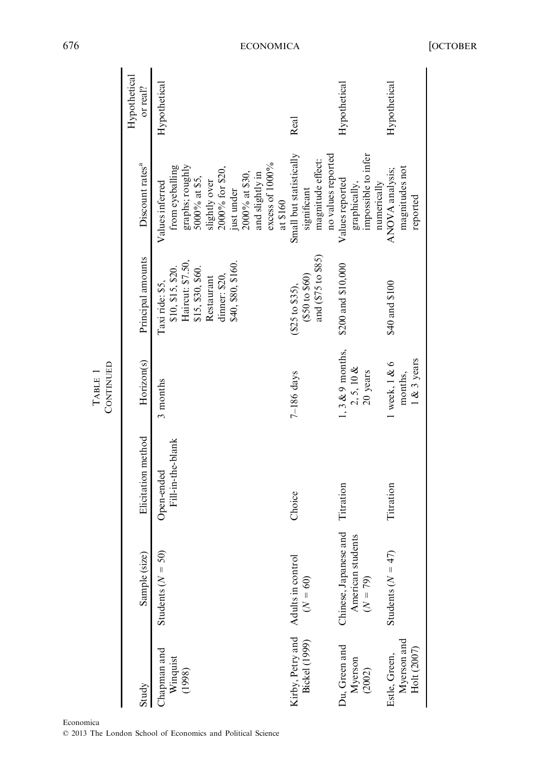Table 1
Continued

| Study | Sample (size) | Elicitation method | Horizon(s) | Principal amounts | Discount rates[a] | Hypothetical or real? |
|---|---|---|---|---|---|---|
| Chapman and Winquist (1998) | Students ($N = 50$) | Open-ended Fill-in-the-blank | 3 months | Taxi ride: \$5, \$10, \$15, \$20. Haircut: \$7.50, \$15, \$30, \$60. Restaurant dinner: \$20, \$40, \$80, \$160. | Values inferred from eyeballing graphs; roughly 5000% at \$5, slightly over 2000% for \$20, just under 2000% at \$30, and slightly in excess of 1000% at \$160 | Hypothetical |
| Kirby, Petry and Bickel (1999) | Adults in control ($N = 60$) | Choice | 7–186 days | (\$25 to \$35), (\$50 to \$60) and (\$75 to \$85) | Small but statistically significant magnitude effect: no values reported | Real |
| Du, Green and Myerson (2002) | Chinese, Japanese and American students ($N = 79$) | Titration | 1, 3 & 9 months, 2, 5, 10 & 20 years | \$200 and \$10,000 | Values reported graphically, impossible to infer numerically | Hypothetical |
| Estle, Green, Myerson and Holt (2007) | Students ($N = 47$) | Titration | 1 week, 1 & 6 months, 1 & 3 years | \$40 and \$100 | ANOVA analysis; magnitudes not reported | Hypothetical |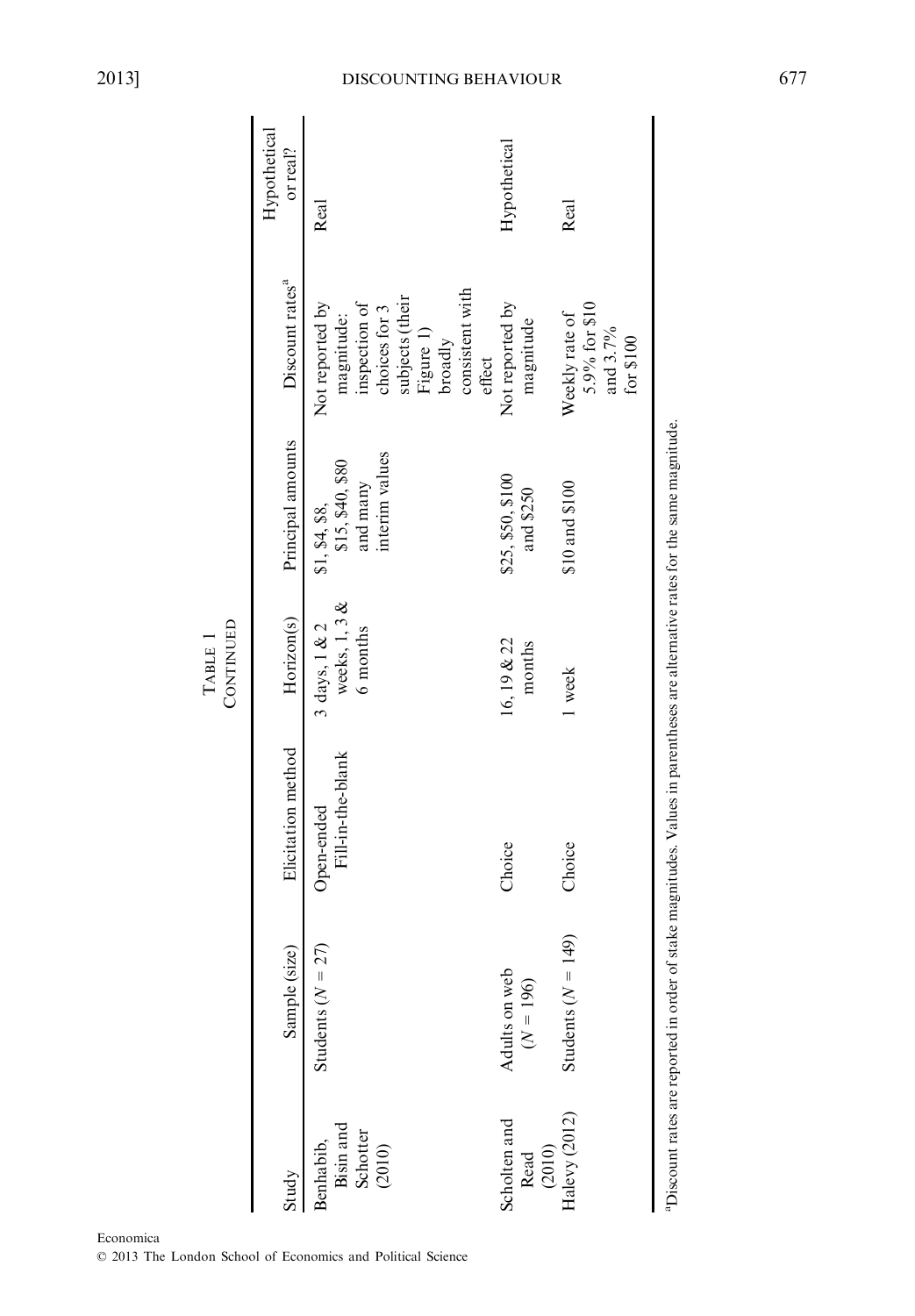TABLE 1
CONTINUED

| Study | Sample (size) | Elicitation method | Horizon(s) | Principal amounts | Discount rates[a] | Hypothetical or real? |
|---|---|---|---|---|---|---|
| Benhabib, Bisin and Schotter (2010) | Students ($N = 27$) | Open-ended Fill-in-the-blank | 3 days, 1 & 2 weeks, 1, 3 & 6 months | $1, $4, $8, $15, $40, $80 and many interim values | Not reported by magnitude: inspection of choices for 3 subjects (their Figure 1) broadly consistent with effect | Real |
| Scholten and Read (2010) | Adults on web ($N = 196$) | Choice | 16, 19 & 22 months | $25, $50, $100 and $250 | Not reported by magnitude | Hypothetical |
| Halevy (2012) | Students ($N = 149$) | Choice | 1 week | $10 and $100 | Weekly rate of 5.9% for $10 and 3.7% for $100 | Real |

[a]Discount rates are reported in order of stake magnitudes. Values in parentheses are alternative rates for the same magnitude.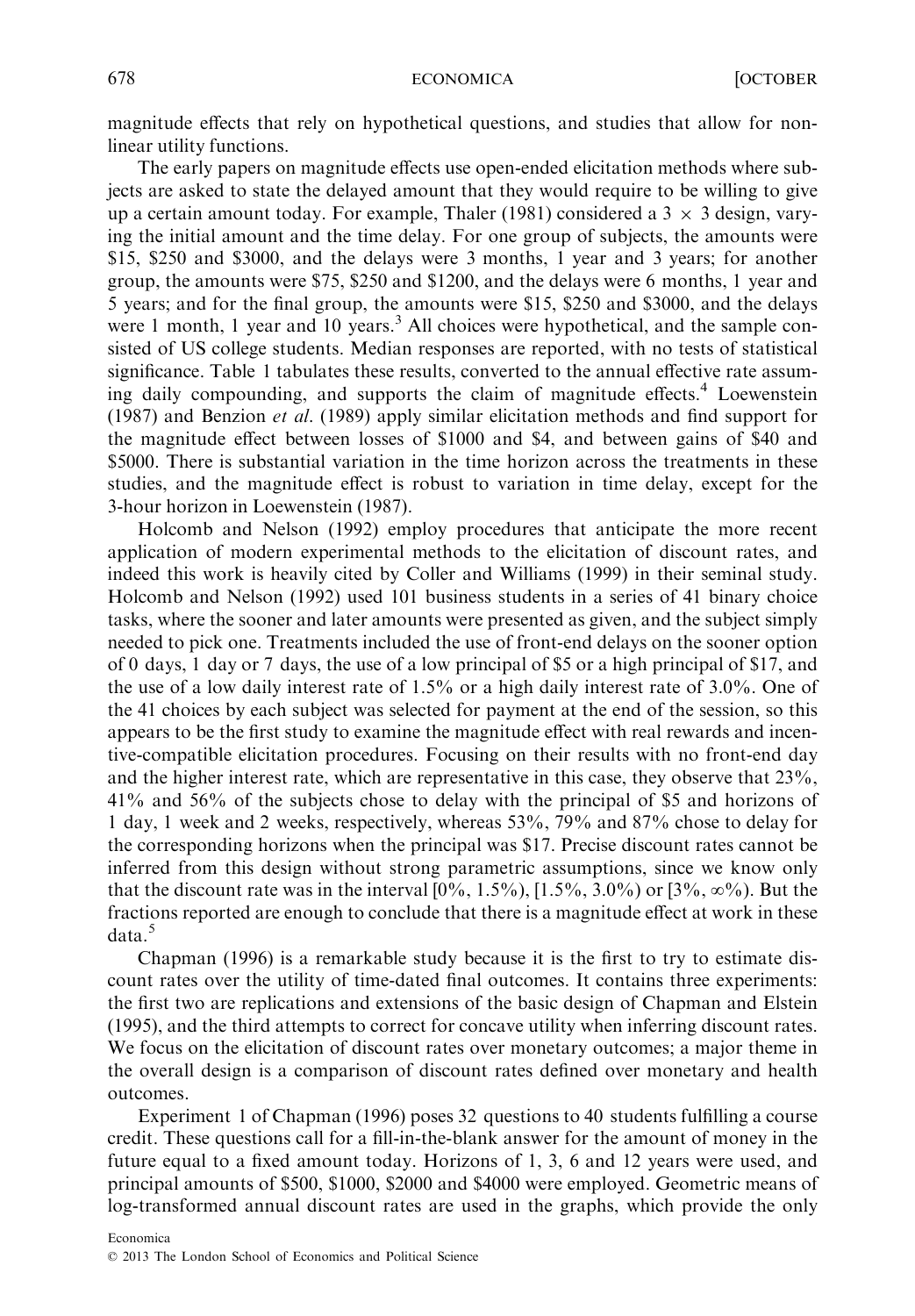magnitude effects that rely on hypothetical questions, and studies that allow for non-linear utility functions.

The early papers on magnitude effects use open-ended elicitation methods where subjects are asked to state the delayed amount that they would require to be willing to give up a certain amount today. For example, Thaler (1981) considered a $3 \times 3$ design, varying the initial amount and the time delay. For one group of subjects, the amounts were \$15, \$250 and \$3000, and the delays were 3 months, 1 year and 3 years; for another group, the amounts were \$75, \$250 and \$1200, and the delays were 6 months, 1 year and 5 years; and for the final group, the amounts were \$15, \$250 and \$3000, and the delays were 1 month, 1 year and 10 years.[3] All choices were hypothetical, and the sample consisted of US college students. Median responses are reported, with no tests of statistical significance. Table 1 tabulates these results, converted to the annual effective rate assuming daily compounding, and supports the claim of magnitude effects.[4] Loewenstein (1987) and Benzion *et al*. (1989) apply similar elicitation methods and find support for the magnitude effect between losses of \$1000 and \$4, and between gains of \$40 and \$5000. There is substantial variation in the time horizon across the treatments in these studies, and the magnitude effect is robust to variation in time delay, except for the 3-hour horizon in Loewenstein (1987).

Holcomb and Nelson (1992) employ procedures that anticipate the more recent application of modern experimental methods to the elicitation of discount rates, and indeed this work is heavily cited by Coller and Williams (1999) in their seminal study. Holcomb and Nelson (1992) used 101 business students in a series of 41 binary choice tasks, where the sooner and later amounts were presented as given, and the subject simply needed to pick one. Treatments included the use of front-end delays on the sooner option of 0 days, 1 day or 7 days, the use of a low principal of \$5 or a high principal of \$17, and the use of a low daily interest rate of 1.5% or a high daily interest rate of 3.0%. One of the 41 choices by each subject was selected for payment at the end of the session, so this appears to be the first study to examine the magnitude effect with real rewards and incentive-compatible elicitation procedures. Focusing on their results with no front-end day and the higher interest rate, which are representative in this case, they observe that 23%, 41% and 56% of the subjects chose to delay with the principal of \$5 and horizons of 1 day, 1 week and 2 weeks, respectively, whereas 53%, 79% and 87% chose to delay for the corresponding horizons when the principal was \$17. Precise discount rates cannot be inferred from this design without strong parametric assumptions, since we know only that the discount rate was in the interval [0%, 1.5%), [1.5%, 3.0%) or [3%, $\infty$%). But the fractions reported are enough to conclude that there is a magnitude effect at work in these data.[5]

Chapman (1996) is a remarkable study because it is the first to try to estimate discount rates over the utility of time-dated final outcomes. It contains three experiments: the first two are replications and extensions of the basic design of Chapman and Elstein (1995), and the third attempts to correct for concave utility when inferring discount rates. We focus on the elicitation of discount rates over monetary outcomes; a major theme in the overall design is a comparison of discount rates defined over monetary and health outcomes.

Experiment 1 of Chapman (1996) poses 32 questions to 40 students fulfilling a course credit. These questions call for a fill-in-the-blank answer for the amount of money in the future equal to a fixed amount today. Horizons of 1, 3, 6 and 12 years were used, and principal amounts of \$500, \$1000, \$2000 and \$4000 were employed. Geometric means of log-transformed annual discount rates are used in the graphs, which provide the only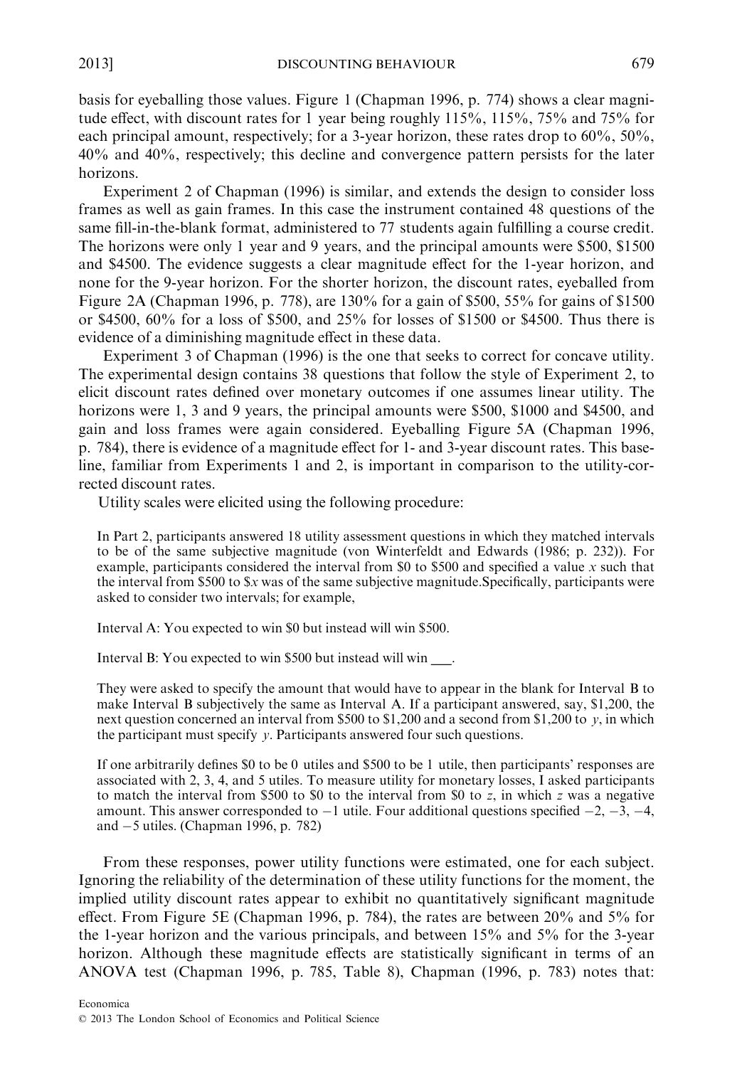basis for eyeballing those values. Figure 1 (Chapman 1996, p. 774) shows a clear magnitude effect, with discount rates for 1 year being roughly 115%, 115%, 75% and 75% for each principal amount, respectively; for a 3-year horizon, these rates drop to 60%, 50%, 40% and 40%, respectively; this decline and convergence pattern persists for the later horizons.

Experiment 2 of Chapman (1996) is similar, and extends the design to consider loss frames as well as gain frames. In this case the instrument contained 48 questions of the same fill-in-the-blank format, administered to 77 students again fulfilling a course credit. The horizons were only 1 year and 9 years, and the principal amounts were \$500, \$1500 and \$4500. The evidence suggests a clear magnitude effect for the 1-year horizon, and none for the 9-year horizon. For the shorter horizon, the discount rates, eyeballed from Figure 2A (Chapman 1996, p. 778), are 130% for a gain of \$500, 55% for gains of \$1500 or \$4500, 60% for a loss of \$500, and 25% for losses of \$1500 or \$4500. Thus there is evidence of a diminishing magnitude effect in these data.

Experiment 3 of Chapman (1996) is the one that seeks to correct for concave utility. The experimental design contains 38 questions that follow the style of Experiment 2, to elicit discount rates defined over monetary outcomes if one assumes linear utility. The horizons were 1, 3 and 9 years, the principal amounts were \$500, \$1000 and \$4500, and gain and loss frames were again considered. Eyeballing Figure 5A (Chapman 1996, p. 784), there is evidence of a magnitude effect for 1- and 3-year discount rates. This baseline, familiar from Experiments 1 and 2, is important in comparison to the utility-corrected discount rates.

Utility scales were elicited using the following procedure:

> In Part 2, participants answered 18 utility assessment questions in which they matched intervals to be of the same subjective magnitude (von Winterfeldt and Edwards (1986; p. 232)). For example, participants considered the interval from \$0 to \$500 and specified a value $x$ such that the interval from \$500 to \$$x$ was of the same subjective magnitude.Specifically, participants were asked to consider two intervals; for example,
>
> Interval A: You expected to win \$0 but instead will win \$500.
>
> Interval B: You expected to win \$500 but instead will win ___.
>
> They were asked to specify the amount that would have to appear in the blank for Interval B to make Interval B subjectively the same as Interval A. If a participant answered, say, \$1,200, the next question concerned an interval from \$500 to \$1,200 and a second from \$1,200 to $y$, in which the participant must specify $y$. Participants answered four such questions.
>
> If one arbitrarily defines \$0 to be 0 utiles and \$500 to be 1 utile, then participants' responses are associated with 2, 3, 4, and 5 utiles. To measure utility for monetary losses, I asked participants to match the interval from \$500 to \$0 to the interval from \$0 to $z$, in which $z$ was a negative amount. This answer corresponded to −1 utile. Four additional questions specified −2, −3, −4, and −5 utiles. (Chapman 1996, p. 782)

From these responses, power utility functions were estimated, one for each subject. Ignoring the reliability of the determination of these utility functions for the moment, the implied utility discount rates appear to exhibit no quantitatively significant magnitude effect. From Figure 5E (Chapman 1996, p. 784), the rates are between 20% and 5% for the 1-year horizon and the various principals, and between 15% and 5% for the 3-year horizon. Although these magnitude effects are statistically significant in terms of an ANOVA test (Chapman 1996, p. 785, Table 8), Chapman (1996, p. 783) notes that: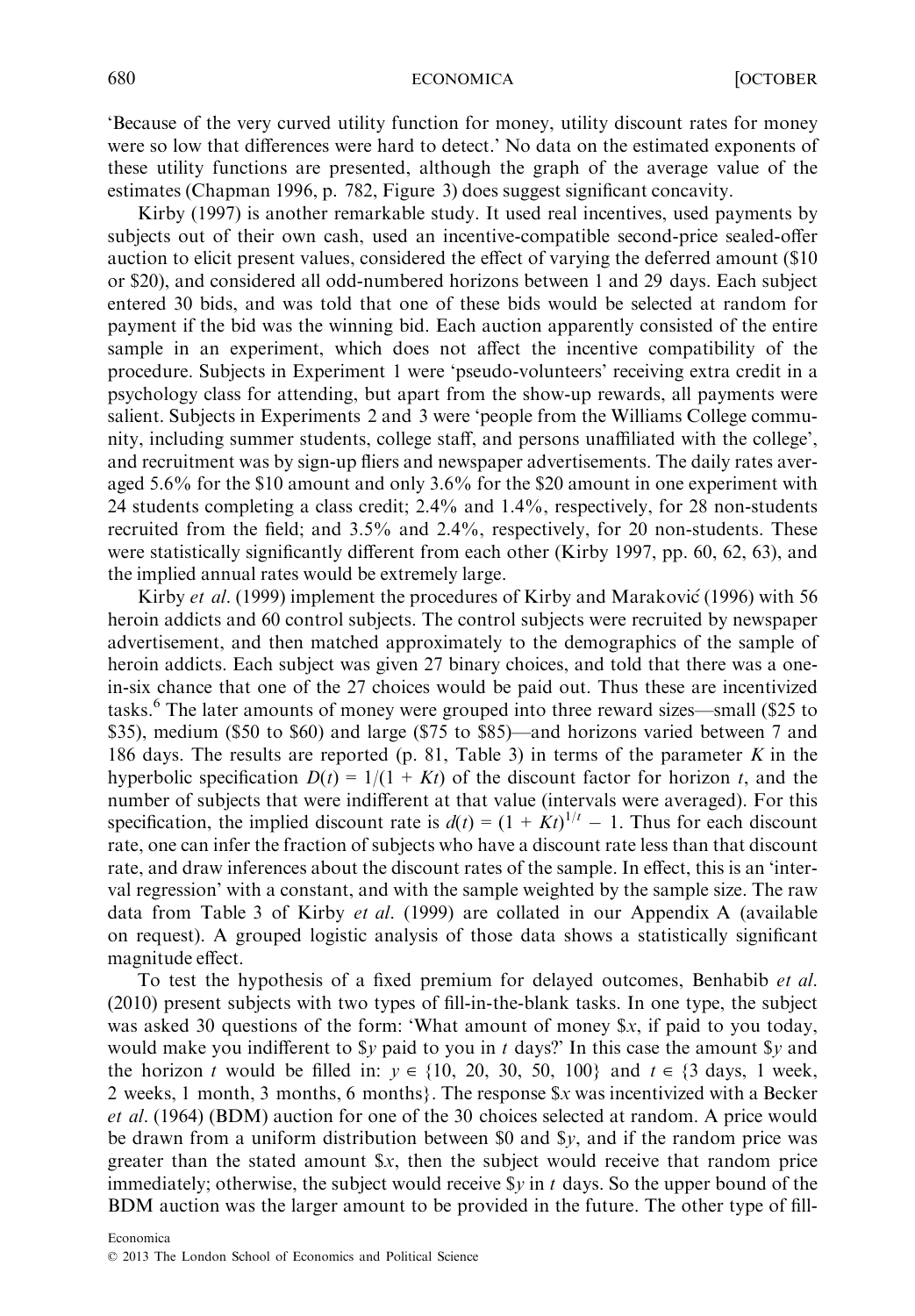'Because of the very curved utility function for money, utility discount rates for money were so low that differences were hard to detect.' No data on the estimated exponents of these utility functions are presented, although the graph of the average value of the estimates (Chapman 1996, p. 782, Figure 3) does suggest significant concavity.

Kirby (1997) is another remarkable study. It used real incentives, used payments by subjects out of their own cash, used an incentive-compatible second-price sealed-offer auction to elicit present values, considered the effect of varying the deferred amount ($10 or $20), and considered all odd-numbered horizons between 1 and 29 days. Each subject entered 30 bids, and was told that one of these bids would be selected at random for payment if the bid was the winning bid. Each auction apparently consisted of the entire sample in an experiment, which does not affect the incentive compatibility of the procedure. Subjects in Experiment 1 were 'pseudo-volunteers' receiving extra credit in a psychology class for attending, but apart from the show-up rewards, all payments were salient. Subjects in Experiments 2 and 3 were 'people from the Williams College community, including summer students, college staff, and persons unaffiliated with the college', and recruitment was by sign-up fliers and newspaper advertisements. The daily rates averaged 5.6% for the $10 amount and only 3.6% for the $20 amount in one experiment with 24 students completing a class credit; 2.4% and 1.4%, respectively, for 28 non-students recruited from the field; and 3.5% and 2.4%, respectively, for 20 non-students. These were statistically significantly different from each other (Kirby 1997, pp. 60, 62, 63), and the implied annual rates would be extremely large.

Kirby *et al*. (1999) implement the procedures of Kirby and Maraković (1996) with 56 heroin addicts and 60 control subjects. The control subjects were recruited by newspaper advertisement, and then matched approximately to the demographics of the sample of heroin addicts. Each subject was given 27 binary choices, and told that there was a one-in-six chance that one of the 27 choices would be paid out. Thus these are incentivized tasks.[6] The later amounts of money were grouped into three reward sizes—small ($25 to $35), medium ($50 to $60) and large ($75 to $85)—and horizons varied between 7 and 186 days. The results are reported (p. 81, Table 3) in terms of the parameter $K$ in the hyperbolic specification $D(t) = 1/(1 + Kt)$ of the discount factor for horizon $t$, and the number of subjects that were indifferent at that value (intervals were averaged). For this specification, the implied discount rate is $d(t) = (1 + Kt)^{1/t} - 1$. Thus for each discount rate, one can infer the fraction of subjects who have a discount rate less than that discount rate, and draw inferences about the discount rates of the sample. In effect, this is an 'interval regression' with a constant, and with the sample weighted by the sample size. The raw data from Table 3 of Kirby *et al*. (1999) are collated in our Appendix A (available on request). A grouped logistic analysis of those data shows a statistically significant magnitude effect.

To test the hypothesis of a fixed premium for delayed outcomes, Benhabib *et al*. (2010) present subjects with two types of fill-in-the-blank tasks. In one type, the subject was asked 30 questions of the form: 'What amount of money $\$x$, if paid to you today, would make you indifferent to $\$y$ paid to you in $t$ days?' In this case the amount $\$y$ and the horizon $t$ would be filled in: $y \in \{10, 20, 30, 50, 100\}$ and $t \in \{3$ days, 1 week, 2 weeks, 1 month, 3 months, 6 months$\}$. The response $\$x$ was incentivized with a Becker *et al*. (1964) (BDM) auction for one of the 30 choices selected at random. A price would be drawn from a uniform distribution between \$0 and $\$y$, and if the random price was greater than the stated amount $\$x$, then the subject would receive that random price immediately; otherwise, the subject would receive $\$y$ in $t$ days. So the upper bound of the BDM auction was the larger amount to be provided in the future. The other type of fill-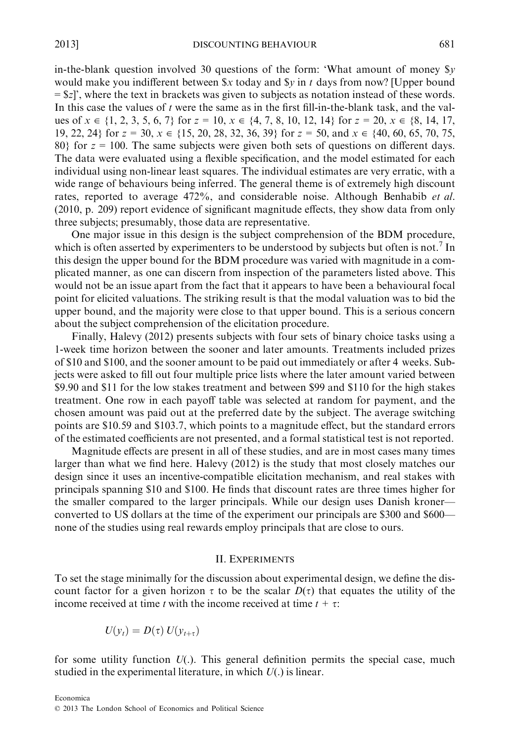in-the-blank question involved 30 questions of the form: 'What amount of money \$$y$ would make you indifferent between \$$x$ today and \$$y$ in $t$ days from now? [Upper bound = \$$z$]', where the text in brackets was given to subjects as notation instead of these words. In this case the values of $t$ were the same as in the first fill-in-the-blank task, and the values of $x \in \{1, 2, 3, 5, 6, 7\}$ for $z = 10$, $x \in \{4, 7, 8, 10, 12, 14\}$ for $z = 20$, $x \in \{8, 14, 17, 19, 22, 24\}$ for $z = 30$, $x \in \{15, 20, 28, 32, 36, 39\}$ for $z = 50$, and $x \in \{40, 60, 65, 70, 75, 80\}$ for $z = 100$. The same subjects were given both sets of questions on different days. The data were evaluated using a flexible specification, and the model estimated for each individual using non-linear least squares. The individual estimates are very erratic, with a wide range of behaviours being inferred. The general theme is of extremely high discount rates, reported to average 472%, and considerable noise. Although Benhabib *et al.* (2010, p. 209) report evidence of significant magnitude effects, they show data from only three subjects; presumably, those data are representative.

One major issue in this design is the subject comprehension of the BDM procedure, which is often asserted by experimenters to be understood by subjects but often is not.[7] In this design the upper bound for the BDM procedure was varied with magnitude in a complicated manner, as one can discern from inspection of the parameters listed above. This would not be an issue apart from the fact that it appears to have been a behavioural focal point for elicited valuations. The striking result is that the modal valuation was to bid the upper bound, and the majority were close to that upper bound. This is a serious concern about the subject comprehension of the elicitation procedure.

Finally, Halevy (2012) presents subjects with four sets of binary choice tasks using a 1-week time horizon between the sooner and later amounts. Treatments included prizes of \$10 and \$100, and the sooner amount to be paid out immediately or after 4 weeks. Subjects were asked to fill out four multiple price lists where the later amount varied between \$9.90 and \$11 for the low stakes treatment and between \$99 and \$110 for the high stakes treatment. One row in each payoff table was selected at random for payment, and the chosen amount was paid out at the preferred date by the subject. The average switching points are \$10.59 and \$103.7, which points to a magnitude effect, but the standard errors of the estimated coefficients are not presented, and a formal statistical test is not reported.

Magnitude effects are present in all of these studies, and are in most cases many times larger than what we find here. Halevy (2012) is the study that most closely matches our design since it uses an incentive-compatible elicitation mechanism, and real stakes with principals spanning \$10 and \$100. He finds that discount rates are three times higher for the smaller compared to the larger principals. While our design uses Danish kroner—converted to US dollars at the time of the experiment our principals are \$300 and \$600—none of the studies using real rewards employ principals that are close to ours.

## II. Experiments

To set the stage minimally for the discussion about experimental design, we define the discount factor for a given horizon $\tau$ to be the scalar $D(\tau)$ that equates the utility of the income received at time $t$ with the income received at time $t + \tau$:

$$U(y_t) = D(\tau)\, U(y_{t+\tau})$$

for some utility function $U(.)$. This general definition permits the special case, much studied in the experimental literature, in which $U(.)$ is linear.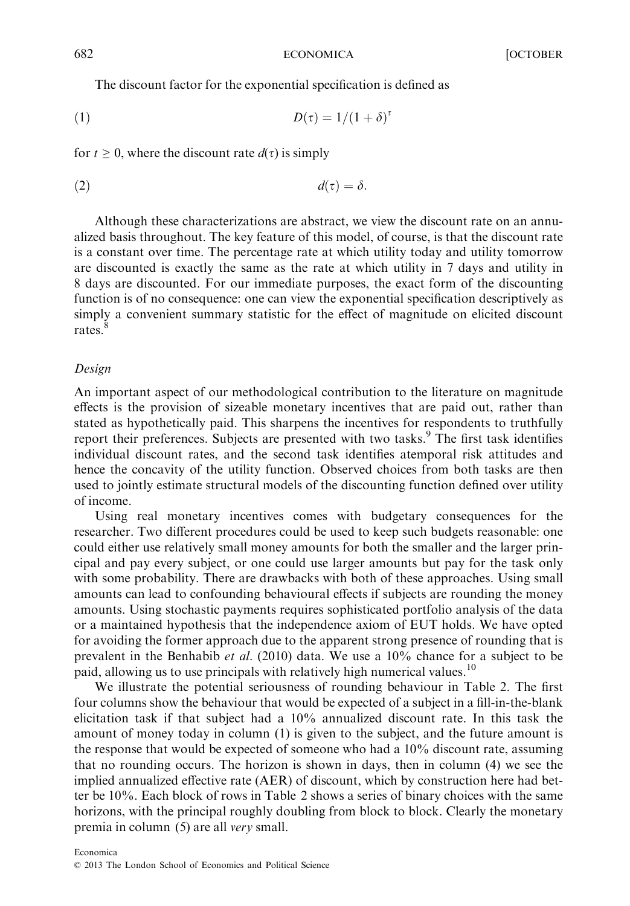The discount factor for the exponential specification is defined as

$$D(\tau) = 1/(1+\delta)^{\tau} \tag{1}$$

for $t \geq 0$, where the discount rate $d(\tau)$ is simply

$$d(\tau) = \delta. \tag{2}$$

Although these characterizations are abstract, we view the discount rate on an annualized basis throughout. The key feature of this model, of course, is that the discount rate is a constant over time. The percentage rate at which utility today and utility tomorrow are discounted is exactly the same as the rate at which utility in 7 days and utility in 8 days are discounted. For our immediate purposes, the exact form of the discounting function is of no consequence: one can view the exponential specification descriptively as simply a convenient summary statistic for the effect of magnitude on elicited discount rates.[8]

*Design*

An important aspect of our methodological contribution to the literature on magnitude effects is the provision of sizeable monetary incentives that are paid out, rather than stated as hypothetically paid. This sharpens the incentives for respondents to truthfully report their preferences. Subjects are presented with two tasks.[9] The first task identifies individual discount rates, and the second task identifies atemporal risk attitudes and hence the concavity of the utility function. Observed choices from both tasks are then used to jointly estimate structural models of the discounting function defined over utility of income.

Using real monetary incentives comes with budgetary consequences for the researcher. Two different procedures could be used to keep such budgets reasonable: one could either use relatively small money amounts for both the smaller and the larger principal and pay every subject, or one could use larger amounts but pay for the task only with some probability. There are drawbacks with both of these approaches. Using small amounts can lead to confounding behavioural effects if subjects are rounding the money amounts. Using stochastic payments requires sophisticated portfolio analysis of the data or a maintained hypothesis that the independence axiom of EUT holds. We have opted for avoiding the former approach due to the apparent strong presence of rounding that is prevalent in the Benhabib *et al*. (2010) data. We use a 10% chance for a subject to be paid, allowing us to use principals with relatively high numerical values.[10]

We illustrate the potential seriousness of rounding behaviour in Table 2. The first four columns show the behaviour that would be expected of a subject in a fill-in-the-blank elicitation task if that subject had a 10% annualized discount rate. In this task the amount of money today in column (1) is given to the subject, and the future amount is the response that would be expected of someone who had a 10% discount rate, assuming that no rounding occurs. The horizon is shown in days, then in column (4) we see the implied annualized effective rate (AER) of discount, which by construction here had better be 10%. Each block of rows in Table 2 shows a series of binary choices with the same horizons, with the principal roughly doubling from block to block. Clearly the monetary premia in column (5) are all *very* small.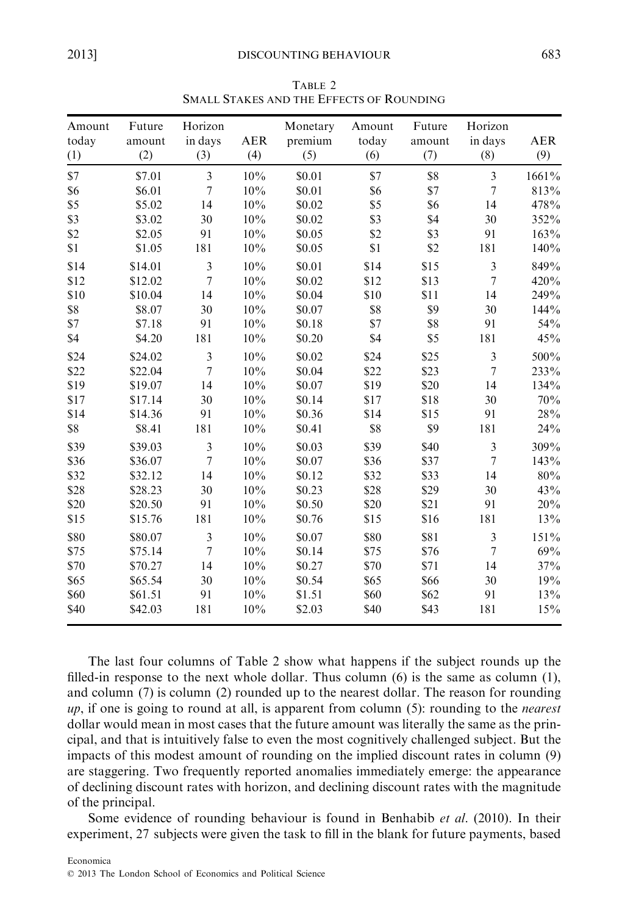Table 2
Small Stakes and the Effects of Rounding

| Amount today (1) | Future amount (2) | Horizon in days (3) | AER (4) | Monetary premium (5) | Amount today (6) | Future amount (7) | Horizon in days (8) | AER (9) |
|---|---|---|---|---|---|---|---|---|
| \$7 | \$7.01 | 3 | 10% | \$0.01 | \$7 | \$8 | 3 | 1661% |
| \$6 | \$6.01 | 7 | 10% | \$0.01 | \$6 | \$7 | 7 | 813% |
| \$5 | \$5.02 | 14 | 10% | \$0.02 | \$5 | \$6 | 14 | 478% |
| \$3 | \$3.02 | 30 | 10% | \$0.02 | \$3 | \$4 | 30 | 352% |
| \$2 | \$2.05 | 91 | 10% | \$0.05 | \$2 | \$3 | 91 | 163% |
| \$1 | \$1.05 | 181 | 10% | \$0.05 | \$1 | \$2 | 181 | 140% |
| \$14 | \$14.01 | 3 | 10% | \$0.01 | \$14 | \$15 | 3 | 849% |
| \$12 | \$12.02 | 7 | 10% | \$0.02 | \$12 | \$13 | 7 | 420% |
| \$10 | \$10.04 | 14 | 10% | \$0.04 | \$10 | \$11 | 14 | 249% |
| \$8 | \$8.07 | 30 | 10% | \$0.07 | \$8 | \$9 | 30 | 144% |
| \$7 | \$7.18 | 91 | 10% | \$0.18 | \$7 | \$8 | 91 | 54% |
| \$4 | \$4.20 | 181 | 10% | \$0.20 | \$4 | \$5 | 181 | 45% |
| \$24 | \$24.02 | 3 | 10% | \$0.02 | \$24 | \$25 | 3 | 500% |
| \$22 | \$22.04 | 7 | 10% | \$0.04 | \$22 | \$23 | 7 | 233% |
| \$19 | \$19.07 | 14 | 10% | \$0.07 | \$19 | \$20 | 14 | 134% |
| \$17 | \$17.14 | 30 | 10% | \$0.14 | \$17 | \$18 | 30 | 70% |
| \$14 | \$14.36 | 91 | 10% | \$0.36 | \$14 | \$15 | 91 | 28% |
| \$8 | \$8.41 | 181 | 10% | \$0.41 | \$8 | \$9 | 181 | 24% |
| \$39 | \$39.03 | 3 | 10% | \$0.03 | \$39 | \$40 | 3 | 309% |
| \$36 | \$36.07 | 7 | 10% | \$0.07 | \$36 | \$37 | 7 | 143% |
| \$32 | \$32.12 | 14 | 10% | \$0.12 | \$32 | \$33 | 14 | 80% |
| \$28 | \$28.23 | 30 | 10% | \$0.23 | \$28 | \$29 | 30 | 43% |
| \$20 | \$20.50 | 91 | 10% | \$0.50 | \$20 | \$21 | 91 | 20% |
| \$15 | \$15.76 | 181 | 10% | \$0.76 | \$15 | \$16 | 181 | 13% |
| \$80 | \$80.07 | 3 | 10% | \$0.07 | \$80 | \$81 | 3 | 151% |
| \$75 | \$75.14 | 7 | 10% | \$0.14 | \$75 | \$76 | 7 | 69% |
| \$70 | \$70.27 | 14 | 10% | \$0.27 | \$70 | \$71 | 14 | 37% |
| \$65 | \$65.54 | 30 | 10% | \$0.54 | \$65 | \$66 | 30 | 19% |
| \$60 | \$61.51 | 91 | 10% | \$1.51 | \$60 | \$62 | 91 | 13% |
| \$40 | \$42.03 | 181 | 10% | \$2.03 | \$40 | \$43 | 181 | 15% |

The last four columns of Table 2 show what happens if the subject rounds up the filled-in response to the next whole dollar. Thus column (6) is the same as column (1), and column (7) is column (2) rounded up to the nearest dollar. The reason for rounding *up*, if one is going to round at all, is apparent from column (5): rounding to the *nearest* dollar would mean in most cases that the future amount was literally the same as the principal, and that is intuitively false to even the most cognitively challenged subject. But the impacts of this modest amount of rounding on the implied discount rates in column (9) are staggering. Two frequently reported anomalies immediately emerge: the appearance of declining discount rates with horizon, and declining discount rates with the magnitude of the principal.

Some evidence of rounding behaviour is found in Benhabib *et al*. (2010). In their experiment, 27 subjects were given the task to fill in the blank for future payments, based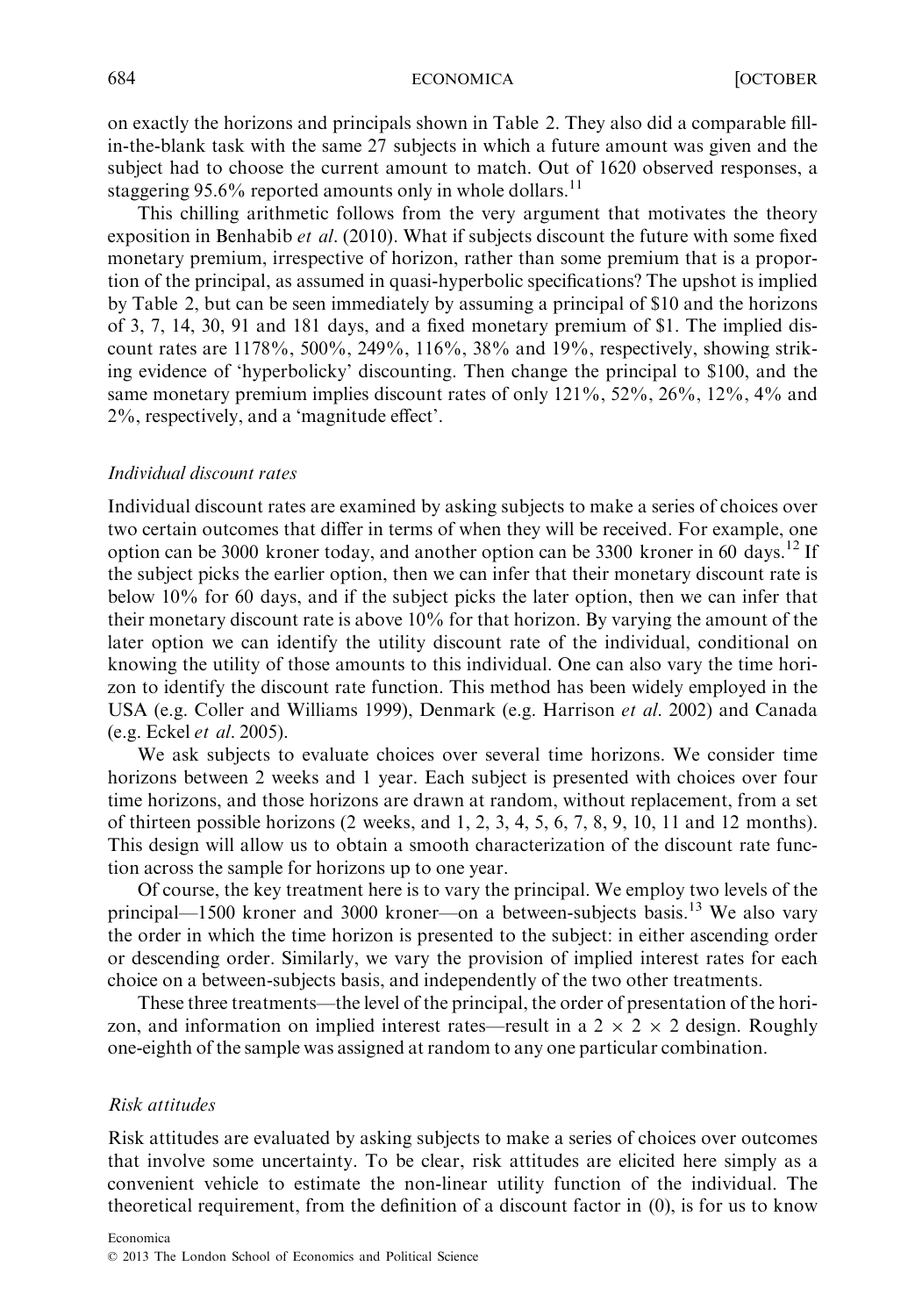on exactly the horizons and principals shown in Table 2. They also did a comparable fill-in-the-blank task with the same 27 subjects in which a future amount was given and the subject had to choose the current amount to match. Out of 1620 observed responses, a staggering 95.6% reported amounts only in whole dollars.[11]

This chilling arithmetic follows from the very argument that motivates the theory exposition in Benhabib *et al*. (2010). What if subjects discount the future with some fixed monetary premium, irrespective of horizon, rather than some premium that is a proportion of the principal, as assumed in quasi-hyperbolic specifications? The upshot is implied by Table 2, but can be seen immediately by assuming a principal of \$10 and the horizons of 3, 7, 14, 30, 91 and 181 days, and a fixed monetary premium of \$1. The implied discount rates are 1178%, 500%, 249%, 116%, 38% and 19%, respectively, showing striking evidence of 'hyperbolicky' discounting. Then change the principal to \$100, and the same monetary premium implies discount rates of only 121%, 52%, 26%, 12%, 4% and 2%, respectively, and a 'magnitude effect'.

### *Individual discount rates*

Individual discount rates are examined by asking subjects to make a series of choices over two certain outcomes that differ in terms of when they will be received. For example, one option can be 3000 kroner today, and another option can be 3300 kroner in 60 days.[12] If the subject picks the earlier option, then we can infer that their monetary discount rate is below 10% for 60 days, and if the subject picks the later option, then we can infer that their monetary discount rate is above 10% for that horizon. By varying the amount of the later option we can identify the utility discount rate of the individual, conditional on knowing the utility of those amounts to this individual. One can also vary the time horizon to identify the discount rate function. This method has been widely employed in the USA (e.g. Coller and Williams 1999), Denmark (e.g. Harrison *et al*. 2002) and Canada (e.g. Eckel *et al*. 2005).

We ask subjects to evaluate choices over several time horizons. We consider time horizons between 2 weeks and 1 year. Each subject is presented with choices over four time horizons, and those horizons are drawn at random, without replacement, from a set of thirteen possible horizons (2 weeks, and 1, 2, 3, 4, 5, 6, 7, 8, 9, 10, 11 and 12 months). This design will allow us to obtain a smooth characterization of the discount rate function across the sample for horizons up to one year.

Of course, the key treatment here is to vary the principal. We employ two levels of the principal—1500 kroner and 3000 kroner—on a between-subjects basis.[13] We also vary the order in which the time horizon is presented to the subject: in either ascending order or descending order. Similarly, we vary the provision of implied interest rates for each choice on a between-subjects basis, and independently of the two other treatments.

These three treatments—the level of the principal, the order of presentation of the horizon, and information on implied interest rates—result in a $2 \times 2 \times 2$ design. Roughly one-eighth of the sample was assigned at random to any one particular combination.

### *Risk attitudes*

Risk attitudes are evaluated by asking subjects to make a series of choices over outcomes that involve some uncertainty. To be clear, risk attitudes are elicited here simply as a convenient vehicle to estimate the non-linear utility function of the individual. The theoretical requirement, from the definition of a discount factor in (0), is for us to know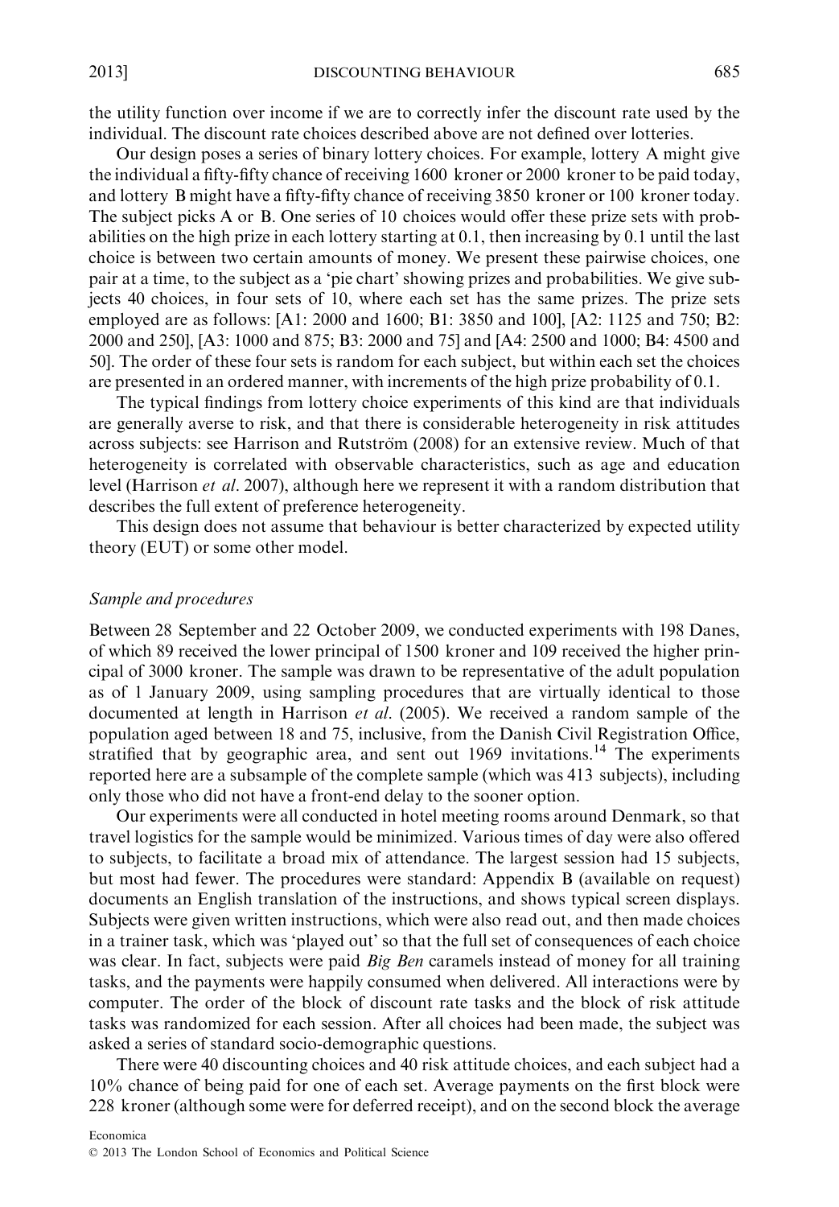the utility function over income if we are to correctly infer the discount rate used by the individual. The discount rate choices described above are not defined over lotteries.

Our design poses a series of binary lottery choices. For example, lottery A might give the individual a fifty-fifty chance of receiving 1600 kroner or 2000 kroner to be paid today, and lottery B might have a fifty-fifty chance of receiving 3850 kroner or 100 kroner today. The subject picks A or B. One series of 10 choices would offer these prize sets with probabilities on the high prize in each lottery starting at 0.1, then increasing by 0.1 until the last choice is between two certain amounts of money. We present these pairwise choices, one pair at a time, to the subject as a 'pie chart' showing prizes and probabilities. We give subjects 40 choices, in four sets of 10, where each set has the same prizes. The prize sets employed are as follows: [A1: 2000 and 1600; B1: 3850 and 100], [A2: 1125 and 750; B2: 2000 and 250], [A3: 1000 and 875; B3: 2000 and 75] and [A4: 2500 and 1000; B4: 4500 and 50]. The order of these four sets is random for each subject, but within each set the choices are presented in an ordered manner, with increments of the high prize probability of 0.1.

The typical findings from lottery choice experiments of this kind are that individuals are generally averse to risk, and that there is considerable heterogeneity in risk attitudes across subjects: see Harrison and Rutström (2008) for an extensive review. Much of that heterogeneity is correlated with observable characteristics, such as age and education level (Harrison *et al*. 2007), although here we represent it with a random distribution that describes the full extent of preference heterogeneity.

This design does not assume that behaviour is better characterized by expected utility theory (EUT) or some other model.

### *Sample and procedures*

Between 28 September and 22 October 2009, we conducted experiments with 198 Danes, of which 89 received the lower principal of 1500 kroner and 109 received the higher principal of 3000 kroner. The sample was drawn to be representative of the adult population as of 1 January 2009, using sampling procedures that are virtually identical to those documented at length in Harrison *et al*. (2005). We received a random sample of the population aged between 18 and 75, inclusive, from the Danish Civil Registration Office, stratified that by geographic area, and sent out 1969 invitations.[14] The experiments reported here are a subsample of the complete sample (which was 413 subjects), including only those who did not have a front-end delay to the sooner option.

Our experiments were all conducted in hotel meeting rooms around Denmark, so that travel logistics for the sample would be minimized. Various times of day were also offered to subjects, to facilitate a broad mix of attendance. The largest session had 15 subjects, but most had fewer. The procedures were standard: Appendix B (available on request) documents an English translation of the instructions, and shows typical screen displays. Subjects were given written instructions, which were also read out, and then made choices in a trainer task, which was 'played out' so that the full set of consequences of each choice was clear. In fact, subjects were paid *Big Ben* caramels instead of money for all training tasks, and the payments were happily consumed when delivered. All interactions were by computer. The order of the block of discount rate tasks and the block of risk attitude tasks was randomized for each session. After all choices had been made, the subject was asked a series of standard socio-demographic questions.

There were 40 discounting choices and 40 risk attitude choices, and each subject had a 10% chance of being paid for one of each set. Average payments on the first block were 228 kroner (although some were for deferred receipt), and on the second block the average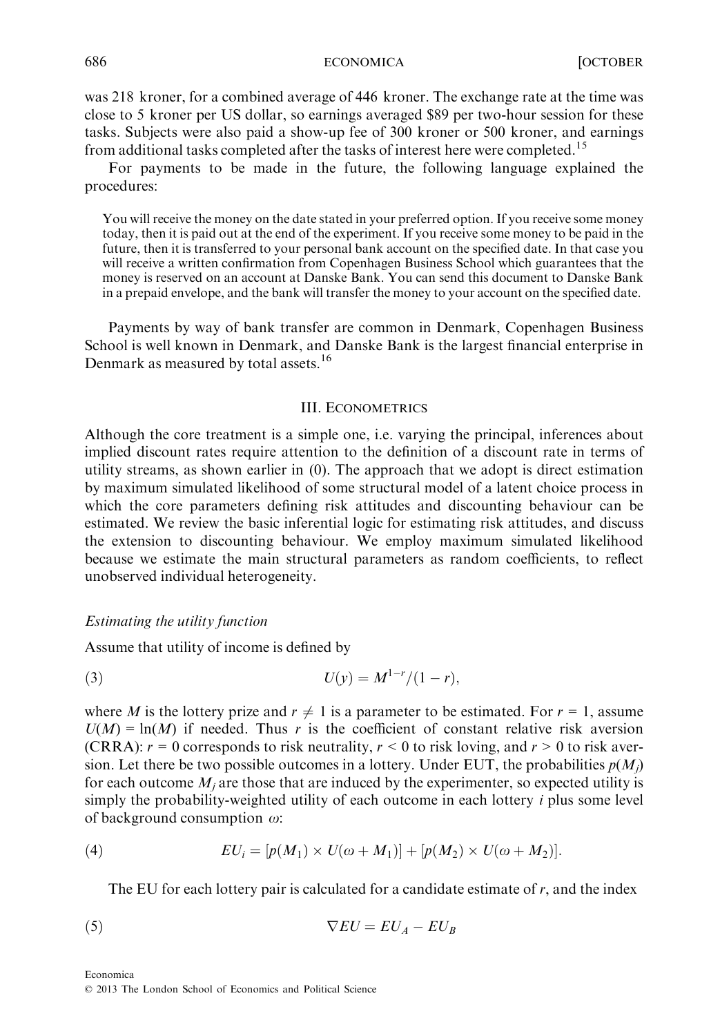was 218 kroner, for a combined average of 446 kroner. The exchange rate at the time was close to 5 kroner per US dollar, so earnings averaged $89 per two-hour session for these tasks. Subjects were also paid a show-up fee of 300 kroner or 500 kroner, and earnings from additional tasks completed after the tasks of interest here were completed.[15]

For payments to be made in the future, the following language explained the procedures:

> You will receive the money on the date stated in your preferred option. If you receive some money today, then it is paid out at the end of the experiment. If you receive some money to be paid in the future, then it is transferred to your personal bank account on the specified date. In that case you will receive a written confirmation from Copenhagen Business School which guarantees that the money is reserved on an account at Danske Bank. You can send this document to Danske Bank in a prepaid envelope, and the bank will transfer the money to your account on the specified date.

Payments by way of bank transfer are common in Denmark, Copenhagen Business School is well known in Denmark, and Danske Bank is the largest financial enterprise in Denmark as measured by total assets.[16]

## III. Econometrics

Although the core treatment is a simple one, i.e. varying the principal, inferences about implied discount rates require attention to the definition of a discount rate in terms of utility streams, as shown earlier in (0). The approach that we adopt is direct estimation by maximum simulated likelihood of some structural model of a latent choice process in which the core parameters defining risk attitudes and discounting behaviour can be estimated. We review the basic inferential logic for estimating risk attitudes, and discuss the extension to discounting behaviour. We employ maximum simulated likelihood because we estimate the main structural parameters as random coefficients, to reflect unobserved individual heterogeneity.

### *Estimating the utility function*

Assume that utility of income is defined by

$$U(y) = M^{1-r}/(1-r), \tag{3}$$

where $M$ is the lottery prize and $r \neq 1$ is a parameter to be estimated. For $r = 1$, assume $U(M) = \ln(M)$ if needed. Thus $r$ is the coefficient of constant relative risk aversion (CRRA): $r = 0$ corresponds to risk neutrality, $r < 0$ to risk loving, and $r > 0$ to risk aversion. Let there be two possible outcomes in a lottery. Under EUT, the probabilities $p(M_j)$ for each outcome $M_j$ are those that are induced by the experimenter, so expected utility is simply the probability-weighted utility of each outcome in each lottery $i$ plus some level of background consumption $\omega$:

$$EU_i = [p(M_1) \times U(\omega + M_1)] + [p(M_2) \times U(\omega + M_2)]. \tag{4}$$

The EU for each lottery pair is calculated for a candidate estimate of $r$, and the index

$$\nabla EU = EU_A - EU_B \tag{5}$$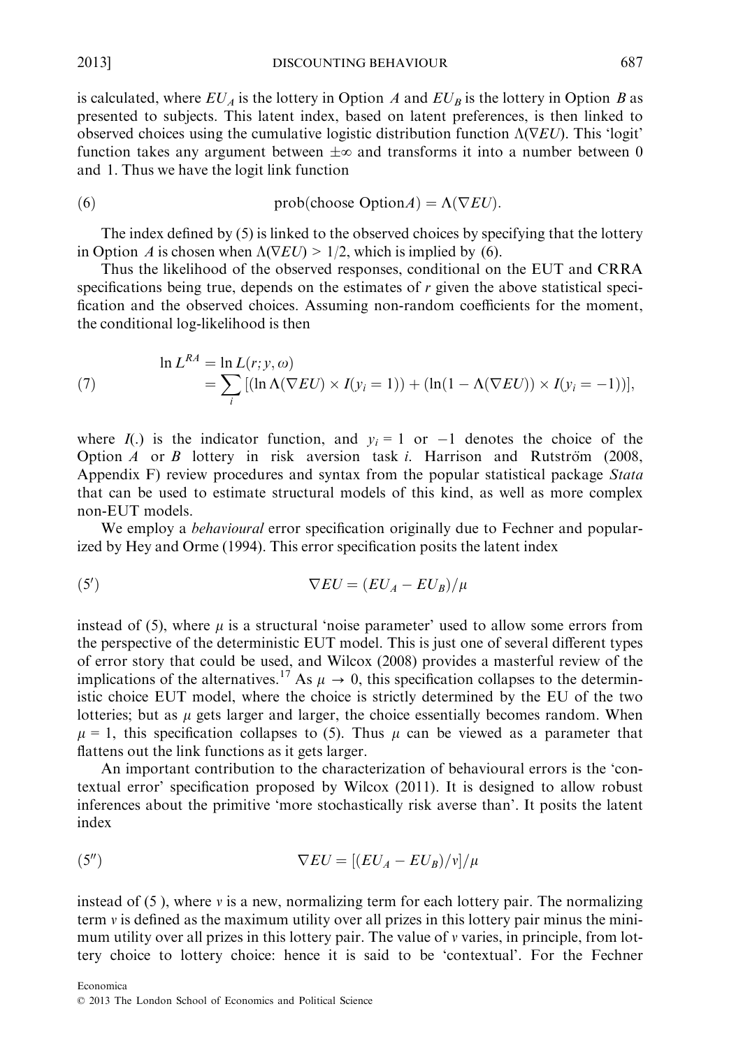is calculated, where $EU_A$ is the lottery in Option $A$ and $EU_B$ is the lottery in Option $B$ as presented to subjects. This latent index, based on latent preferences, is then linked to observed choices using the cumulative logistic distribution function $\Lambda(\nabla EU)$. This 'logit' function takes any argument between $\pm\infty$ and transforms it into a number between 0 and 1. Thus we have the logit link function

$$\text{prob(choose Option}A) = \Lambda(\nabla EU). \tag{6}$$

The index defined by (5) is linked to the observed choices by specifying that the lottery in Option $A$ is chosen when $\Lambda(\nabla EU) > 1/2$, which is implied by (6).

Thus the likelihood of the observed responses, conditional on the EUT and CRRA specifications being true, depends on the estimates of $r$ given the above statistical specification and the observed choices. Assuming non-random coefficients for the moment, the conditional log-likelihood is then

$$\begin{aligned} \ln L^{RA} &= \ln L(r; y, \omega) \\ &= \sum_i [(\ln \Lambda(\nabla EU) \times I(y_i = 1)) + (\ln(1 - \Lambda(\nabla EU)) \times I(y_i = -1))], \end{aligned} \tag{7}$$

where $I(.)$ is the indicator function, and $y_i = 1$ or $-1$ denotes the choice of the Option $A$ or $B$ lottery in risk aversion task $i$. Harrison and Rutström (2008, Appendix F) review procedures and syntax from the popular statistical package *Stata* that can be used to estimate structural models of this kind, as well as more complex non-EUT models.

We employ a *behavioural* error specification originally due to Fechner and popularized by Hey and Orme (1994). This error specification posits the latent index

$$\nabla EU = (EU_A - EU_B)/\mu \tag{5$'$}$$

instead of (5), where $\mu$ is a structural 'noise parameter' used to allow some errors from the perspective of the deterministic EUT model. This is just one of several different types of error story that could be used, and Wilcox (2008) provides a masterful review of the implications of the alternatives.[17] As $\mu \to 0$, this specification collapses to the deterministic choice EUT model, where the choice is strictly determined by the EU of the two lotteries; but as $\mu$ gets larger and larger, the choice essentially becomes random. When $\mu = 1$, this specification collapses to (5). Thus $\mu$ can be viewed as a parameter that flattens out the link functions as it gets larger.

An important contribution to the characterization of behavioural errors is the 'contextual error' specification proposed by Wilcox (2011). It is designed to allow robust inferences about the primitive 'more stochastically risk averse than'. It posits the latent index

$$\nabla EU = [(EU_A - EU_B)/v]/\mu \tag{5$''$}$$

instead of (5 ), where $v$ is a new, normalizing term for each lottery pair. The normalizing term $v$ is defined as the maximum utility over all prizes in this lottery pair minus the minimum utility over all prizes in this lottery pair. The value of $v$ varies, in principle, from lottery choice to lottery choice: hence it is said to be 'contextual'. For the Fechner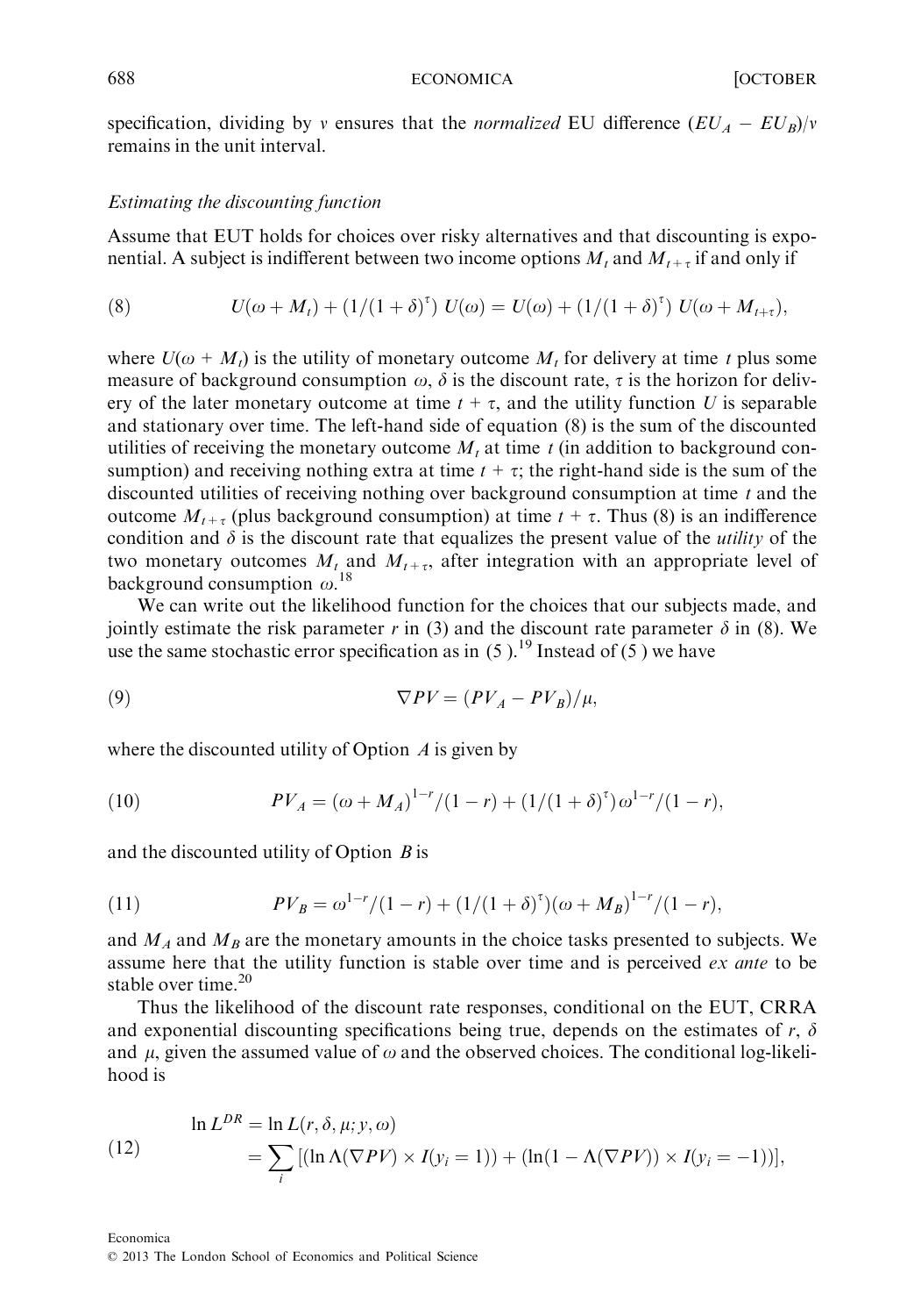specification, dividing by $v$ ensures that the *normalized* EU difference $(EU_A - EU_B)/v$ remains in the unit interval.

*Estimating the discounting function*

Assume that EUT holds for choices over risky alternatives and that discounting is exponential. A subject is indifferent between two income options $M_t$ and $M_{t+\tau}$ if and only if

$$U(\omega + M_t) + (1/(1+\delta)^{\tau})\, U(\omega) = U(\omega) + (1/(1+\delta)^{\tau})\, U(\omega + M_{t+\tau}), \tag{8}$$

where $U(\omega + M_t)$ is the utility of monetary outcome $M_t$ for delivery at time $t$ plus some measure of background consumption $\omega$, $\delta$ is the discount rate, $\tau$ is the horizon for delivery of the later monetary outcome at time $t + \tau$, and the utility function $U$ is separable and stationary over time. The left-hand side of equation (8) is the sum of the discounted utilities of receiving the monetary outcome $M_t$ at time $t$ (in addition to background consumption) and receiving nothing extra at time $t + \tau$; the right-hand side is the sum of the discounted utilities of receiving nothing over background consumption at time $t$ and the outcome $M_{t+\tau}$ (plus background consumption) at time $t + \tau$. Thus (8) is an indifference condition and $\delta$ is the discount rate that equalizes the present value of the *utility* of the two monetary outcomes $M_t$ and $M_{t+\tau}$, after integration with an appropriate level of background consumption $\omega$.[18]

We can write out the likelihood function for the choices that our subjects made, and jointly estimate the risk parameter $r$ in (3) and the discount rate parameter $\delta$ in (8). We use the same stochastic error specification as in (5 ).[19] Instead of (5 ) we have

$$\nabla PV = (PV_A - PV_B)/\mu, \tag{9}$$

where the discounted utility of Option $A$ is given by

$$PV_A = (\omega + M_A)^{1-r}/(1-r) + (1/(1+\delta)^{\tau})\,\omega^{1-r}/(1-r), \tag{10}$$

and the discounted utility of Option $B$ is

$$PV_B = \omega^{1-r}/(1-r) + (1/(1+\delta)^{\tau})(\omega + M_B)^{1-r}/(1-r), \tag{11}$$

and $M_A$ and $M_B$ are the monetary amounts in the choice tasks presented to subjects. We assume here that the utility function is stable over time and is perceived *ex ante* to be stable over time.[20]

Thus the likelihood of the discount rate responses, conditional on the EUT, CRRA and exponential discounting specifications being true, depends on the estimates of $r$, $\delta$ and $\mu$, given the assumed value of $\omega$ and the observed choices. The conditional log-likelihood is

$$\begin{aligned} \ln L^{DR} &= \ln L(r, \delta, \mu; y, \omega) \\ &= \sum_i [(\ln \Lambda(\nabla PV) \times I(y_i = 1)) + (\ln(1 - \Lambda(\nabla PV)) \times I(y_i = -1))], \end{aligned} \tag{12}$$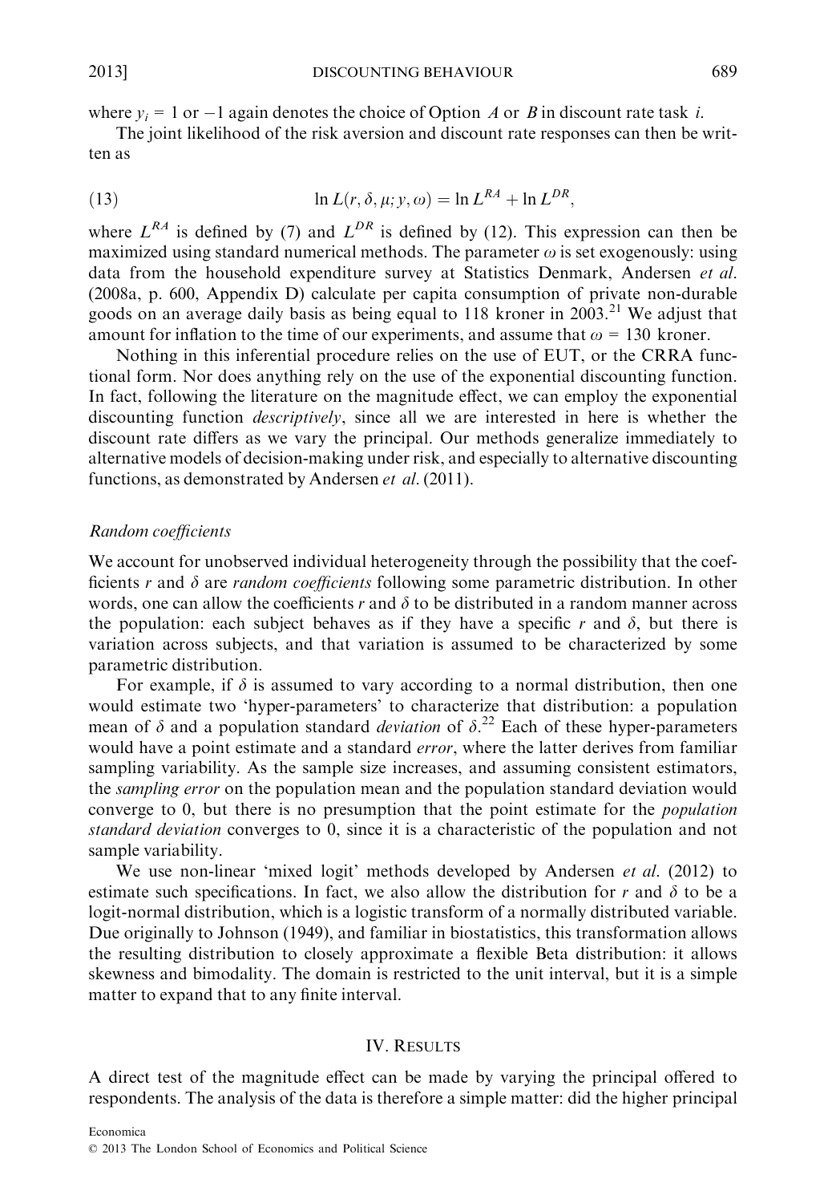where $y_i = 1$ or $-1$ again denotes the choice of Option $A$ or $B$ in discount rate task $i$.

The joint likelihood of the risk aversion and discount rate responses can then be written as

$$\ln L(r, \delta, \mu; y, \omega) = \ln L^{RA} + \ln L^{DR}, \tag{13}$$

where $L^{RA}$ is defined by (7) and $L^{DR}$ is defined by (12). This expression can then be maximized using standard numerical methods. The parameter $\omega$ is set exogenously: using data from the household expenditure survey at Statistics Denmark, Andersen *et al.* (2008a, p. 600, Appendix D) calculate per capita consumption of private non-durable goods on an average daily basis as being equal to 118 kroner in 2003.[21] We adjust that amount for inflation to the time of our experiments, and assume that $\omega = 130$ kroner.

Nothing in this inferential procedure relies on the use of EUT, or the CRRA functional form. Nor does anything rely on the use of the exponential discounting function. In fact, following the literature on the magnitude effect, we can employ the exponential discounting function *descriptively*, since all we are interested in here is whether the discount rate differs as we vary the principal. Our methods generalize immediately to alternative models of decision-making under risk, and especially to alternative discounting functions, as demonstrated by Andersen *et al.* (2011).

### *Random coefficients*

We account for unobserved individual heterogeneity through the possibility that the coefficients $r$ and $\delta$ are *random coefficients* following some parametric distribution. In other words, one can allow the coefficients $r$ and $\delta$ to be distributed in a random manner across the population: each subject behaves as if they have a specific $r$ and $\delta$, but there is variation across subjects, and that variation is assumed to be characterized by some parametric distribution.

For example, if $\delta$ is assumed to vary according to a normal distribution, then one would estimate two 'hyper-parameters' to characterize that distribution: a population mean of $\delta$ and a population standard *deviation* of $\delta$.[22] Each of these hyper-parameters would have a point estimate and a standard *error*, where the latter derives from familiar sampling variability. As the sample size increases, and assuming consistent estimators, the *sampling error* on the population mean and the population standard deviation would converge to 0, but there is no presumption that the point estimate for the *population standard deviation* converges to 0, since it is a characteristic of the population and not sample variability.

We use non-linear 'mixed logit' methods developed by Andersen *et al.* (2012) to estimate such specifications. In fact, we also allow the distribution for $r$ and $\delta$ to be a logit-normal distribution, which is a logistic transform of a normally distributed variable. Due originally to Johnson (1949), and familiar in biostatistics, this transformation allows the resulting distribution to closely approximate a flexible Beta distribution: it allows skewness and bimodality. The domain is restricted to the unit interval, but it is a simple matter to expand that to any finite interval.

## IV. Results

A direct test of the magnitude effect can be made by varying the principal offered to respondents. The analysis of the data is therefore a simple matter: did the higher principal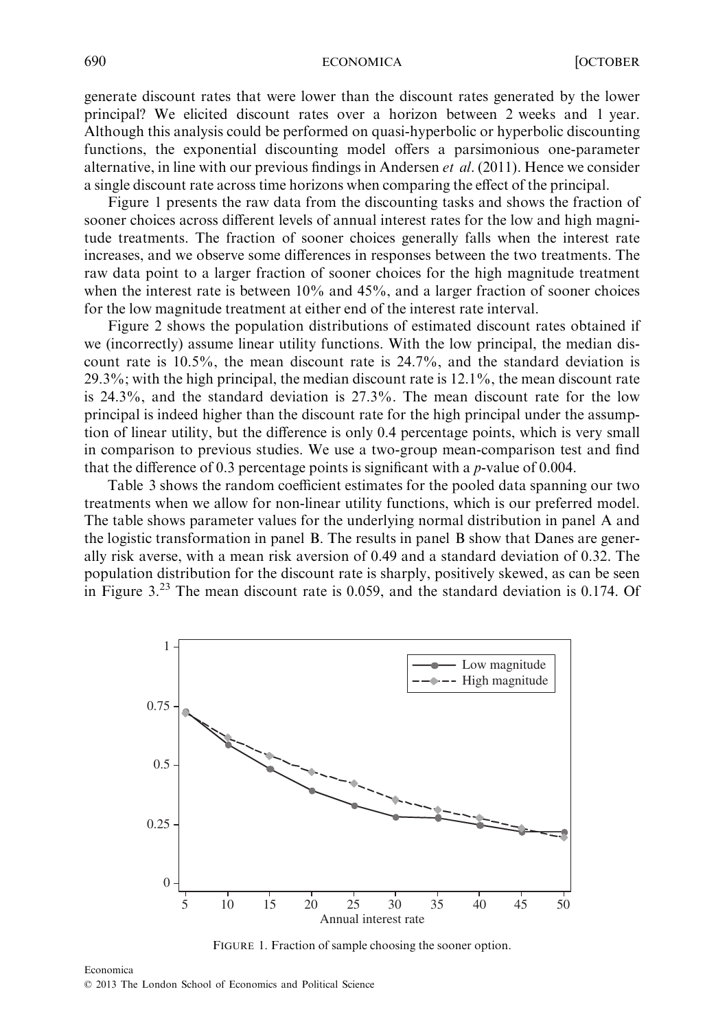generate discount rates that were lower than the discount rates generated by the lower principal? We elicited discount rates over a horizon between 2 weeks and 1 year. Although this analysis could be performed on quasi-hyperbolic or hyperbolic discounting functions, the exponential discounting model offers a parsimonious one-parameter alternative, in line with our previous findings in Andersen *et al*. (2011). Hence we consider a single discount rate across time horizons when comparing the effect of the principal.

Figure 1 presents the raw data from the discounting tasks and shows the fraction of sooner choices across different levels of annual interest rates for the low and high magnitude treatments. The fraction of sooner choices generally falls when the interest rate increases, and we observe some differences in responses between the two treatments. The raw data point to a larger fraction of sooner choices for the high magnitude treatment when the interest rate is between 10% and 45%, and a larger fraction of sooner choices for the low magnitude treatment at either end of the interest rate interval.

Figure 2 shows the population distributions of estimated discount rates obtained if we (incorrectly) assume linear utility functions. With the low principal, the median discount rate is 10.5%, the mean discount rate is 24.7%, and the standard deviation is 29.3%; with the high principal, the median discount rate is 12.1%, the mean discount rate is 24.3%, and the standard deviation is 27.3%. The mean discount rate for the low principal is indeed higher than the discount rate for the high principal under the assumption of linear utility, but the difference is only 0.4 percentage points, which is very small in comparison to previous studies. We use a two-group mean-comparison test and find that the difference of 0.3 percentage points is significant with a $p$-value of 0.004.

Table 3 shows the random coefficient estimates for the pooled data spanning our two treatments when we allow for non-linear utility functions, which is our preferred model. The table shows parameter values for the underlying normal distribution in panel A and the logistic transformation in panel B. The results in panel B show that Danes are generally risk averse, with a mean risk aversion of 0.49 and a standard deviation of 0.32. The population distribution for the discount rate is sharply, positively skewed, as can be seen in Figure 3.[23] The mean discount rate is 0.059, and the standard deviation is 0.174. Of

FIGURE 1. Fraction of sample choosing the sooner option.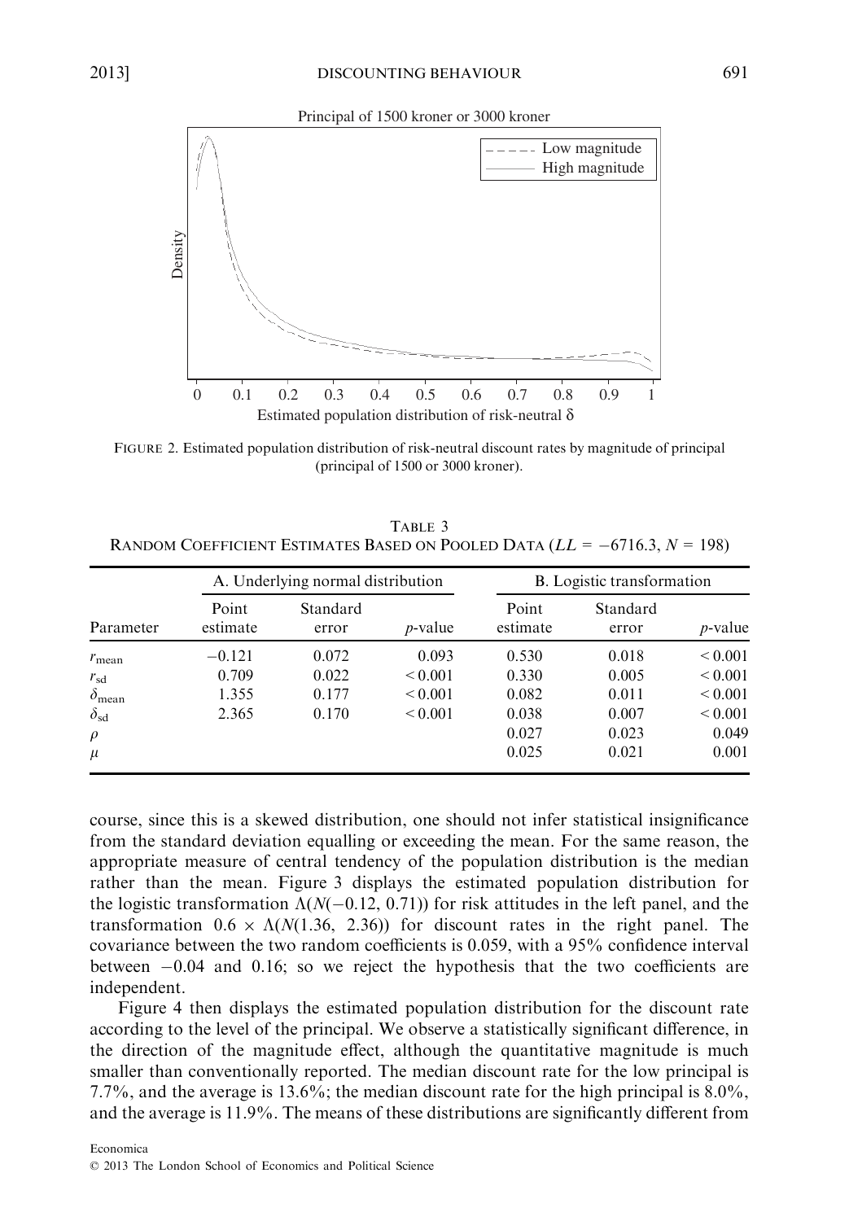FIGURE 2. Estimated population distribution of risk-neutral discount rates by magnitude of principal (principal of 1500 or 3000 kroner).

TABLE 3
RANDOM COEFFICIENT ESTIMATES BASED ON POOLED DATA ($LL = -6716.3$, $N = 198$)

| | A. Underlying normal distribution | | | B. Logistic transformation | | |
|---|---|---|---|---|---|---|
| Parameter | Point estimate | Standard error | $p$-value | Point estimate | Standard error | $p$-value |
| $r_{\mathrm{mean}}$ | −0.121 | 0.072 | 0.093 | 0.530 | 0.018 | < 0.001 |
| $r_{\mathrm{sd}}$ | 0.709 | 0.022 | < 0.001 | 0.330 | 0.005 | < 0.001 |
| $\delta_{\mathrm{mean}}$ | 1.355 | 0.177 | < 0.001 | 0.082 | 0.011 | < 0.001 |
| $\delta_{\mathrm{sd}}$ | 2.365 | 0.170 | < 0.001 | 0.038 | 0.007 | < 0.001 |
| $\rho$ | | | | 0.027 | 0.023 | 0.049 |
| $\mu$ | | | | 0.025 | 0.021 | 0.001 |

course, since this is a skewed distribution, one should not infer statistical insignificance from the standard deviation equalling or exceeding the mean. For the same reason, the appropriate measure of central tendency of the population distribution is the median rather than the mean. Figure 3 displays the estimated population distribution for the logistic transformation $\Lambda(N(-0.12,\ 0.71))$ for risk attitudes in the left panel, and the transformation $0.6 \times \Lambda(N(1.36,\ 2.36))$ for discount rates in the right panel. The covariance between the two random coefficients is 0.059, with a 95% confidence interval between −0.04 and 0.16; so we reject the hypothesis that the two coefficients are independent.

Figure 4 then displays the estimated population distribution for the discount rate according to the level of the principal. We observe a statistically significant difference, in the direction of the magnitude effect, although the quantitative magnitude is much smaller than conventionally reported. The median discount rate for the low principal is 7.7%, and the average is 13.6%; the median discount rate for the high principal is 8.0%, and the average is 11.9%. The means of these distributions are significantly different from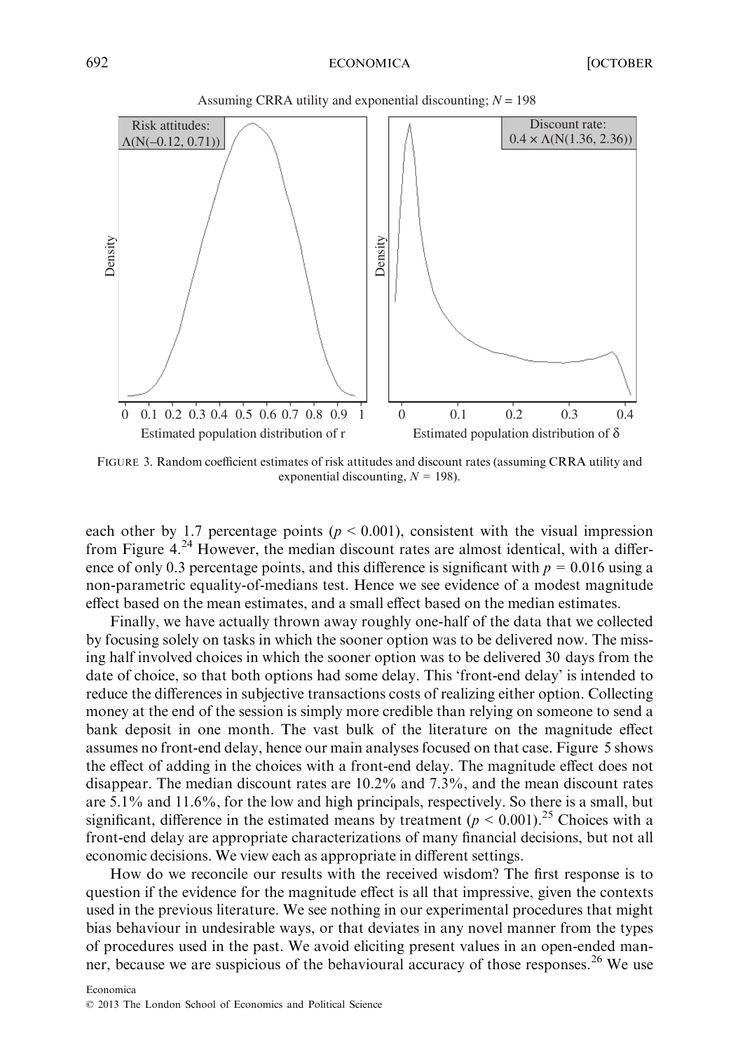FIGURE 3. Random coefficient estimates of risk attitudes and discount rates (assuming CRRA utility and exponential discounting, $N = 198$).

each other by 1.7 percentage points ($p < 0.001$), consistent with the visual impression from Figure 4.[24] However, the median discount rates are almost identical, with a difference of only 0.3 percentage points, and this difference is significant with $p = 0.016$ using a non-parametric equality-of-medians test. Hence we see evidence of a modest magnitude effect based on the mean estimates, and a small effect based on the median estimates.

Finally, we have actually thrown away roughly one-half of the data that we collected by focusing solely on tasks in which the sooner option was to be delivered now. The missing half involved choices in which the sooner option was to be delivered 30 days from the date of choice, so that both options had some delay. This 'front-end delay' is intended to reduce the differences in subjective transactions costs of realizing either option. Collecting money at the end of the session is simply more credible than relying on someone to send a bank deposit in one month. The vast bulk of the literature on the magnitude effect assumes no front-end delay, hence our main analyses focused on that case. Figure 5 shows the effect of adding in the choices with a front-end delay. The magnitude effect does not disappear. The median discount rates are 10.2% and 7.3%, and the mean discount rates are 5.1% and 11.6%, for the low and high principals, respectively. So there is a small, but significant, difference in the estimated means by treatment ($p < 0.001$).[25] Choices with a front-end delay are appropriate characterizations of many financial decisions, but not all economic decisions. We view each as appropriate in different settings.

How do we reconcile our results with the received wisdom? The first response is to question if the evidence for the magnitude effect is all that impressive, given the contexts used in the previous literature. We see nothing in our experimental procedures that might bias behaviour in undesirable ways, or that deviates in any novel manner from the types of procedures used in the past. We avoid eliciting present values in an open-ended manner, because we are suspicious of the behavioural accuracy of those responses.[26] We use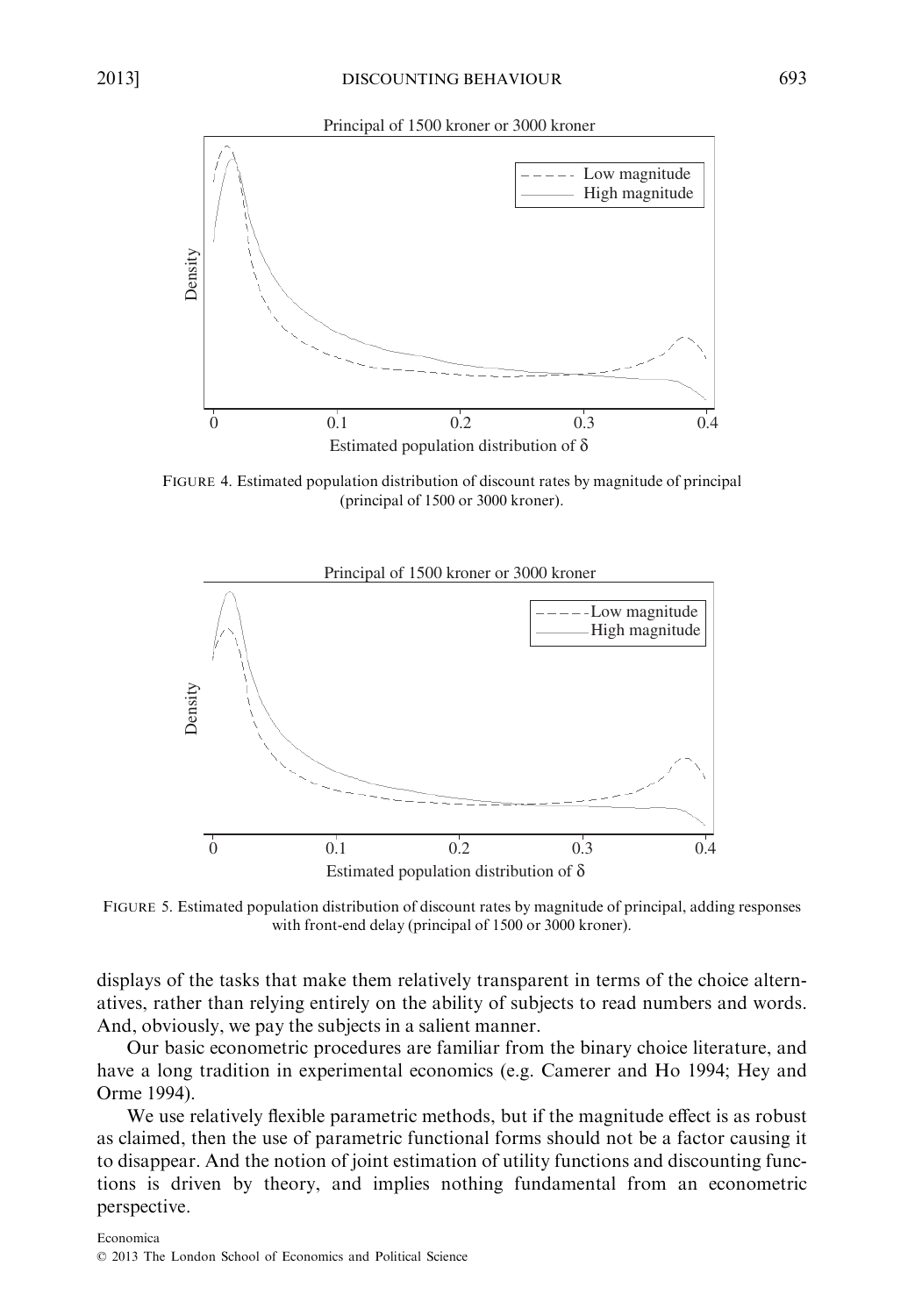FIGURE 4. Estimated population distribution of discount rates by magnitude of principal (principal of 1500 or 3000 kroner).

FIGURE 5. Estimated population distribution of discount rates by magnitude of principal, adding responses with front-end delay (principal of 1500 or 3000 kroner).

displays of the tasks that make them relatively transparent in terms of the choice alternatives, rather than relying entirely on the ability of subjects to read numbers and words. And, obviously, we pay the subjects in a salient manner.

Our basic econometric procedures are familiar from the binary choice literature, and have a long tradition in experimental economics (e.g. Camerer and Ho 1994; Hey and Orme 1994).

We use relatively flexible parametric methods, but if the magnitude effect is as robust as claimed, then the use of parametric functional forms should not be a factor causing it to disappear. And the notion of joint estimation of utility functions and discounting functions is driven by theory, and implies nothing fundamental from an econometric perspective.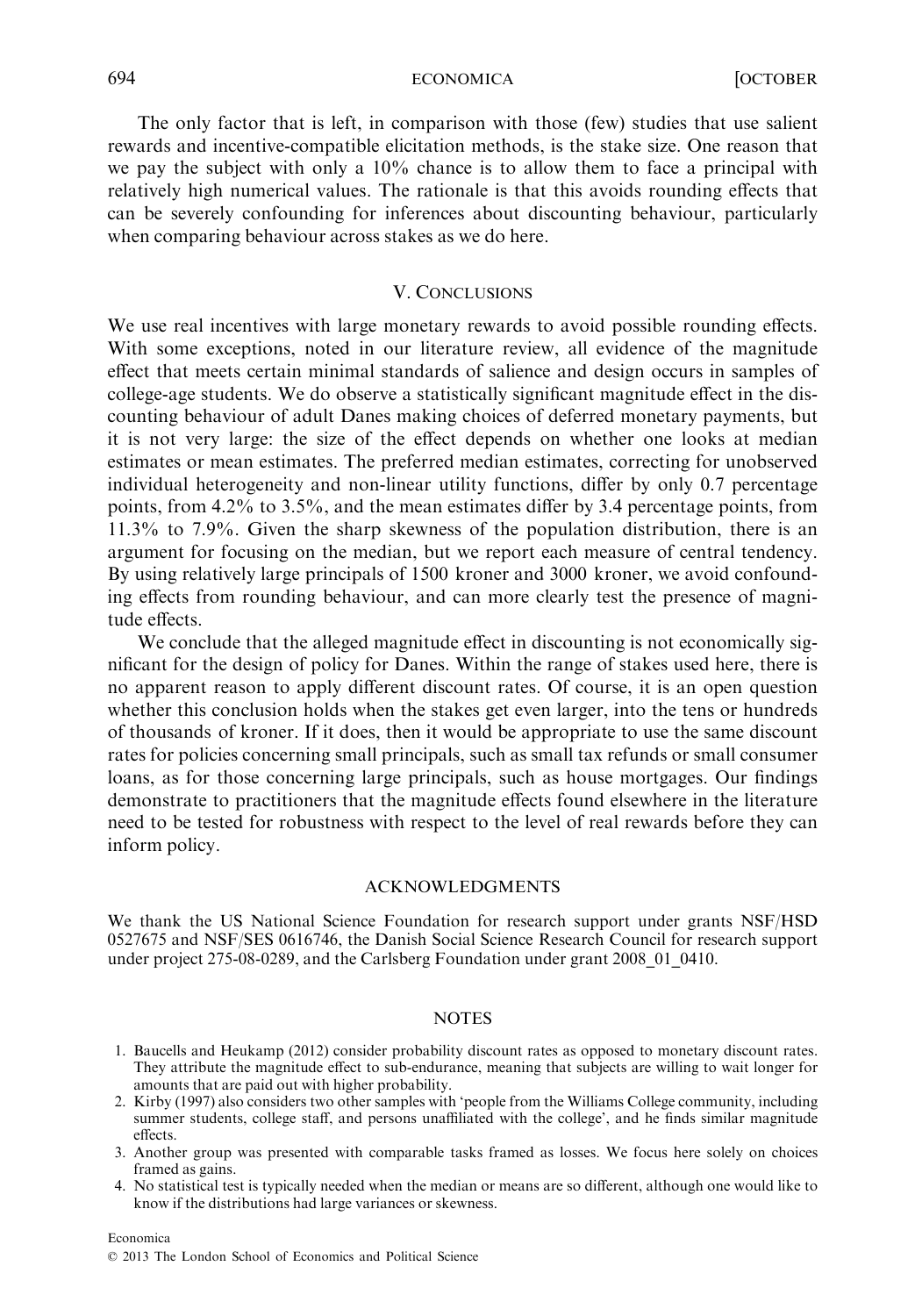The only factor that is left, in comparison with those (few) studies that use salient rewards and incentive-compatible elicitation methods, is the stake size. One reason that we pay the subject with only a 10% chance is to allow them to face a principal with relatively high numerical values. The rationale is that this avoids rounding effects that can be severely confounding for inferences about discounting behaviour, particularly when comparing behaviour across stakes as we do here.

## V. Conclusions

We use real incentives with large monetary rewards to avoid possible rounding effects. With some exceptions, noted in our literature review, all evidence of the magnitude effect that meets certain minimal standards of salience and design occurs in samples of college-age students. We do observe a statistically significant magnitude effect in the discounting behaviour of adult Danes making choices of deferred monetary payments, but it is not very large: the size of the effect depends on whether one looks at median estimates or mean estimates. The preferred median estimates, correcting for unobserved individual heterogeneity and non-linear utility functions, differ by only 0.7 percentage points, from 4.2% to 3.5%, and the mean estimates differ by 3.4 percentage points, from 11.3% to 7.9%. Given the sharp skewness of the population distribution, there is an argument for focusing on the median, but we report each measure of central tendency. By using relatively large principals of 1500 kroner and 3000 kroner, we avoid confounding effects from rounding behaviour, and can more clearly test the presence of magnitude effects.

We conclude that the alleged magnitude effect in discounting is not economically significant for the design of policy for Danes. Within the range of stakes used here, there is no apparent reason to apply different discount rates. Of course, it is an open question whether this conclusion holds when the stakes get even larger, into the tens or hundreds of thousands of kroner. If it does, then it would be appropriate to use the same discount rates for policies concerning small principals, such as small tax refunds or small consumer loans, as for those concerning large principals, such as house mortgages. Our findings demonstrate to practitioners that the magnitude effects found elsewhere in the literature need to be tested for robustness with respect to the level of real rewards before they can inform policy.

## ACKNOWLEDGMENTS

We thank the US National Science Foundation for research support under grants NSF/HSD 0527675 and NSF/SES 0616746, the Danish Social Science Research Council for research support under project 275-08-0289, and the Carlsberg Foundation under grant 2008_01_0410.

## NOTES

1. Baucells and Heukamp (2012) consider probability discount rates as opposed to monetary discount rates. They attribute the magnitude effect to sub-endurance, meaning that subjects are willing to wait longer for amounts that are paid out with higher probability.
2. Kirby (1997) also considers two other samples with 'people from the Williams College community, including summer students, college staff, and persons unaffiliated with the college', and he finds similar magnitude effects.
3. Another group was presented with comparable tasks framed as losses. We focus here solely on choices framed as gains.
4. No statistical test is typically needed when the median or means are so different, although one would like to know if the distributions had large variances or skewness.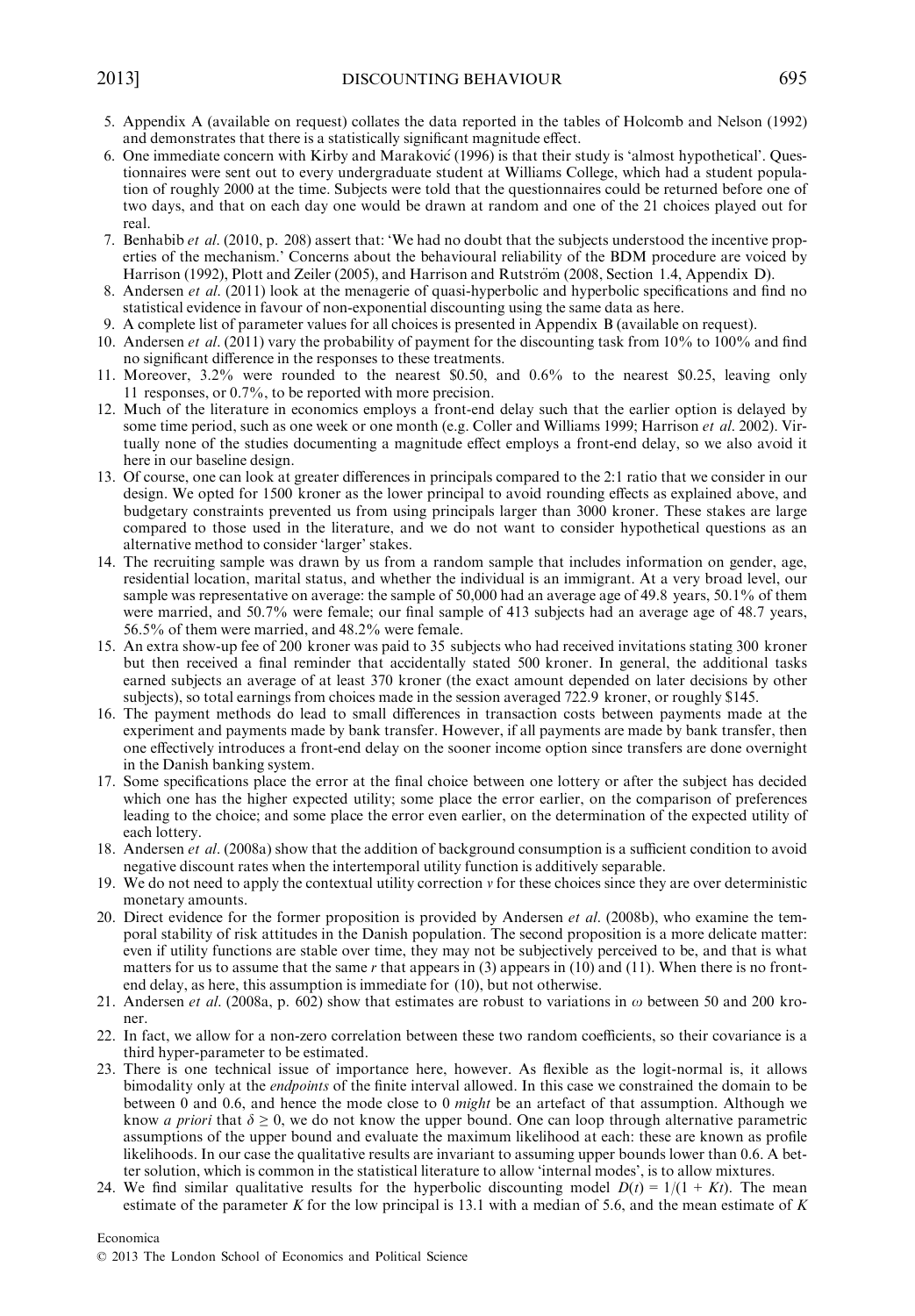5. Appendix A (available on request) collates the data reported in the tables of Holcomb and Nelson (1992) and demonstrates that there is a statistically significant magnitude effect.
6. One immediate concern with Kirby and Maraković (1996) is that their study is 'almost hypothetical'. Questionnaires were sent out to every undergraduate student at Williams College, which had a student population of roughly 2000 at the time. Subjects were told that the questionnaires could be returned before one of two days, and that on each day one would be drawn at random and one of the 21 choices played out for real.
7. Benhabib *et al*. (2010, p. 208) assert that: 'We had no doubt that the subjects understood the incentive properties of the mechanism.' Concerns about the behavioural reliability of the BDM procedure are voiced by Harrison (1992), Plott and Zeiler (2005), and Harrison and Rutström (2008, Section 1.4, Appendix D).
8. Andersen *et al*. (2011) look at the menagerie of quasi-hyperbolic and hyperbolic specifications and find no statistical evidence in favour of non-exponential discounting using the same data as here.
9. A complete list of parameter values for all choices is presented in Appendix B (available on request).
10. Andersen *et al*. (2011) vary the probability of payment for the discounting task from 10% to 100% and find no significant difference in the responses to these treatments.
11. Moreover, 3.2% were rounded to the nearest \$0.50, and 0.6% to the nearest \$0.25, leaving only 11 responses, or 0.7%, to be reported with more precision.
12. Much of the literature in economics employs a front-end delay such that the earlier option is delayed by some time period, such as one week or one month (e.g. Coller and Williams 1999; Harrison *et al*. 2002). Virtually none of the studies documenting a magnitude effect employs a front-end delay, so we also avoid it here in our baseline design.
13. Of course, one can look at greater differences in principals compared to the 2:1 ratio that we consider in our design. We opted for 1500 kroner as the lower principal to avoid rounding effects as explained above, and budgetary constraints prevented us from using principals larger than 3000 kroner. These stakes are large compared to those used in the literature, and we do not want to consider hypothetical questions as an alternative method to consider 'larger' stakes.
14. The recruiting sample was drawn by us from a random sample that includes information on gender, age, residential location, marital status, and whether the individual is an immigrant. At a very broad level, our sample was representative on average: the sample of 50,000 had an average age of 49.8 years, 50.1% of them were married, and 50.7% were female; our final sample of 413 subjects had an average age of 48.7 years, 56.5% of them were married, and 48.2% were female.
15. An extra show-up fee of 200 kroner was paid to 35 subjects who had received invitations stating 300 kroner but then received a final reminder that accidentally stated 500 kroner. In general, the additional tasks earned subjects an average of at least 370 kroner (the exact amount depended on later decisions by other subjects), so total earnings from choices made in the session averaged 722.9 kroner, or roughly \$145.
16. The payment methods do lead to small differences in transaction costs between payments made at the experiment and payments made by bank transfer. However, if all payments are made by bank transfer, then one effectively introduces a front-end delay on the sooner income option since transfers are done overnight in the Danish banking system.
17. Some specifications place the error at the final choice between one lottery or after the subject has decided which one has the higher expected utility; some place the error earlier, on the comparison of preferences leading to the choice; and some place the error even earlier, on the determination of the expected utility of each lottery.
18. Andersen *et al*. (2008a) show that the addition of background consumption is a sufficient condition to avoid negative discount rates when the intertemporal utility function is additively separable.
19. We do not need to apply the contextual utility correction $v$ for these choices since they are over deterministic monetary amounts.
20. Direct evidence for the former proposition is provided by Andersen *et al*. (2008b), who examine the temporal stability of risk attitudes in the Danish population. The second proposition is a more delicate matter: even if utility functions are stable over time, they may not be subjectively perceived to be, and that is what matters for us to assume that the same $r$ that appears in (3) appears in (10) and (11). When there is no front-end delay, as here, this assumption is immediate for (10), but not otherwise.
21. Andersen *et al*. (2008a, p. 602) show that estimates are robust to variations in $\omega$ between 50 and 200 kroner.
22. In fact, we allow for a non-zero correlation between these two random coefficients, so their covariance is a third hyper-parameter to be estimated.
23. There is one technical issue of importance here, however. As flexible as the logit-normal is, it allows bimodality only at the *endpoints* of the finite interval allowed. In this case we constrained the domain to be between 0 and 0.6, and hence the mode close to 0 *might* be an artefact of that assumption. Although we know *a priori* that $\delta \geq 0$, we do not know the upper bound. One can loop through alternative parametric assumptions of the upper bound and evaluate the maximum likelihood at each: these are known as profile likelihoods. In our case the qualitative results are invariant to assuming upper bounds lower than 0.6. A better solution, which is common in the statistical literature to allow 'internal modes', is to allow mixtures.
24. We find similar qualitative results for the hyperbolic discounting model $D(t) = 1/(1 + Kt)$. The mean estimate of the parameter $K$ for the low principal is 13.1 with a median of 5.6, and the mean estimate of $K$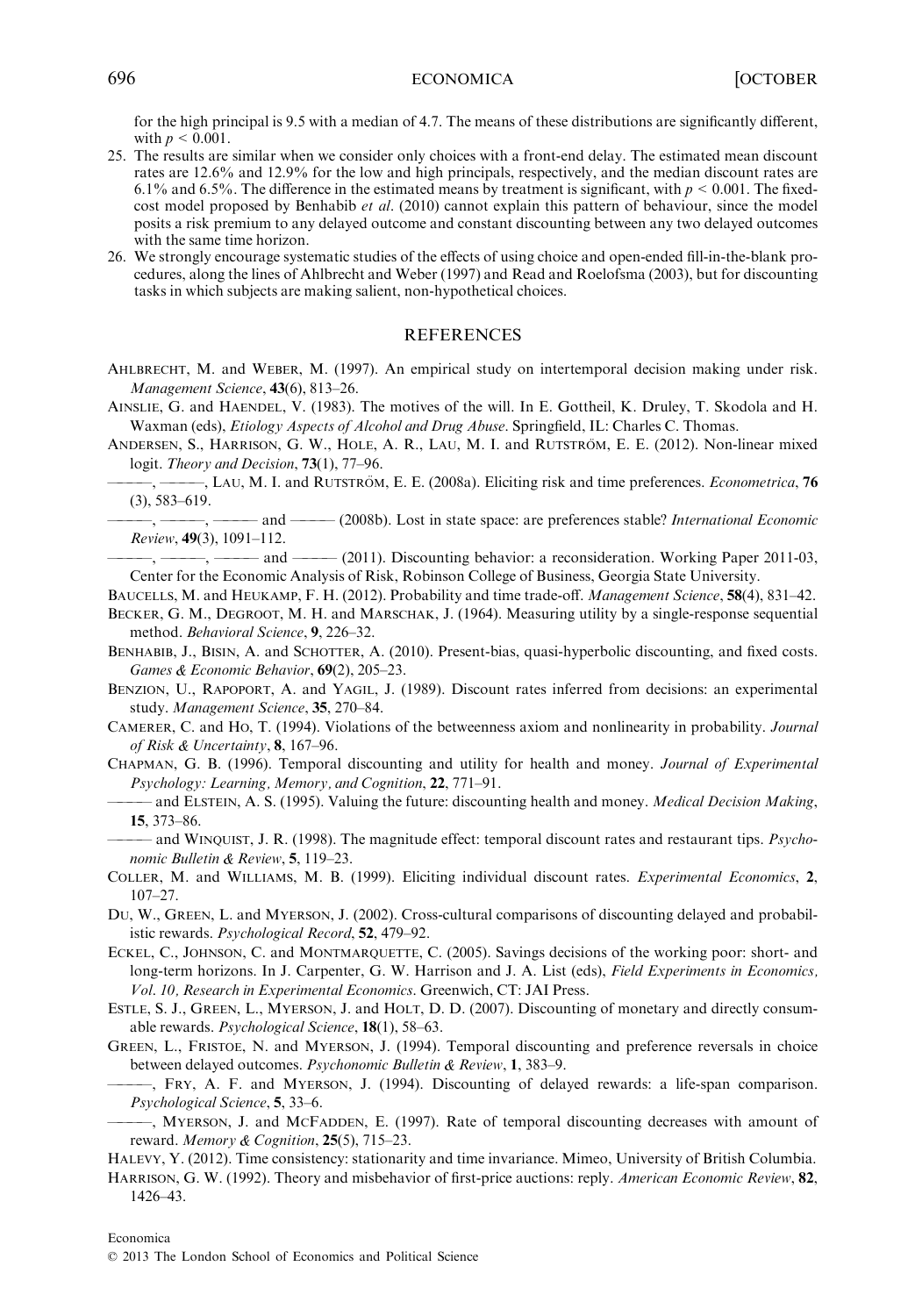for the high principal is 9.5 with a median of 4.7. The means of these distributions are significantly different, with $p < 0.001$.

25. The results are similar when we consider only choices with a front-end delay. The estimated mean discount rates are 12.6% and 12.9% for the low and high principals, respectively, and the median discount rates are 6.1% and 6.5%. The difference in the estimated means by treatment is significant, with $p < 0.001$. The fixed-cost model proposed by Benhabib *et al*. (2010) cannot explain this pattern of behaviour, since the model posits a risk premium to any delayed outcome and constant discounting between any two delayed outcomes with the same time horizon.
26. We strongly encourage systematic studies of the effects of using choice and open-ended fill-in-the-blank procedures, along the lines of Ahlbrecht and Weber (1997) and Read and Roelofsma (2003), but for discounting tasks in which subjects are making salient, non-hypothetical choices.

## REFERENCES

AHLBRECHT, M. and WEBER, M. (1997). An empirical study on intertemporal decision making under risk. *Management Science*, **43**(6), 813–26.

AINSLIE, G. and HAENDEL, V. (1983). The motives of the will. In E. Gottheil, K. Druley, T. Skodola and H. Waxman (eds), *Etiology Aspects of Alcohol and Drug Abuse*. Springfield, IL: Charles C. Thomas.

ANDERSEN, S., HARRISON, G. W., HOLE, A. R., LAU, M. I. and RUTSTRÖM, E. E. (2012). Non-linear mixed logit. *Theory and Decision*, **73**(1), 77–96.

———, ———, LAU, M. I. and RUTSTRÖM, E. E. (2008a). Eliciting risk and time preferences. *Econometrica*, **76** (3), 583–619.

———, ———, ——— and ——— (2008b). Lost in state space: are preferences stable? *International Economic Review*, **49**(3), 1091–112.

———, ———, ——— and ——— (2011). Discounting behavior: a reconsideration. Working Paper 2011-03, Center for the Economic Analysis of Risk, Robinson College of Business, Georgia State University.

BAUCELLS, M. and HEUKAMP, F. H. (2012). Probability and time trade-off. *Management Science*, **58**(4), 831–42.

BECKER, G. M., DEGROOT, M. H. and MARSCHAK, J. (1964). Measuring utility by a single-response sequential method. *Behavioral Science*, **9**, 226–32.

BENHABIB, J., BISIN, A. and SCHOTTER, A. (2010). Present-bias, quasi-hyperbolic discounting, and fixed costs. *Games & Economic Behavior*, **69**(2), 205–23.

BENZION, U., RAPOPORT, A. and YAGIL, J. (1989). Discount rates inferred from decisions: an experimental study. *Management Science*, **35**, 270–84.

CAMERER, C. and HO, T. (1994). Violations of the betweenness axiom and nonlinearity in probability. *Journal of Risk & Uncertainty*, **8**, 167–96.

CHAPMAN, G. B. (1996). Temporal discounting and utility for health and money. *Journal of Experimental Psychology: Learning, Memory, and Cognition*, **22**, 771–91.

——— and ELSTEIN, A. S. (1995). Valuing the future: discounting health and money. *Medical Decision Making*, **15**, 373–86.

——— and WINQUIST, J. R. (1998). The magnitude effect: temporal discount rates and restaurant tips. *Psychonomic Bulletin & Review*, **5**, 119–23.

COLLER, M. and WILLIAMS, M. B. (1999). Eliciting individual discount rates. *Experimental Economics*, **2**, 107–27.

DU, W., GREEN, L. and MYERSON, J. (2002). Cross-cultural comparisons of discounting delayed and probabilistic rewards. *Psychological Record*, **52**, 479–92.

ECKEL, C., JOHNSON, C. and MONTMARQUETTE, C. (2005). Savings decisions of the working poor: short- and long-term horizons. In J. Carpenter, G. W. Harrison and J. A. List (eds), *Field Experiments in Economics, Vol. 10, Research in Experimental Economics*. Greenwich, CT: JAI Press.

ESTLE, S. J., GREEN, L., MYERSON, J. and HOLT, D. D. (2007). Discounting of monetary and directly consumable rewards. *Psychological Science*, **18**(1), 58–63.

GREEN, L., FRISTOE, N. and MYERSON, J. (1994). Temporal discounting and preference reversals in choice between delayed outcomes. *Psychonomic Bulletin & Review*, **1**, 383–9.

———, FRY, A. F. and MYERSON, J. (1994). Discounting of delayed rewards: a life-span comparison. *Psychological Science*, **5**, 33–6.

———, MYERSON, J. and MCFADDEN, E. (1997). Rate of temporal discounting decreases with amount of reward. *Memory & Cognition*, **25**(5), 715–23.

HALEVY, Y. (2012). Time consistency: stationarity and time invariance. Mimeo, University of British Columbia.

HARRISON, G. W. (1992). Theory and misbehavior of first-price auctions: reply. *American Economic Review*, **82**, 1426–43.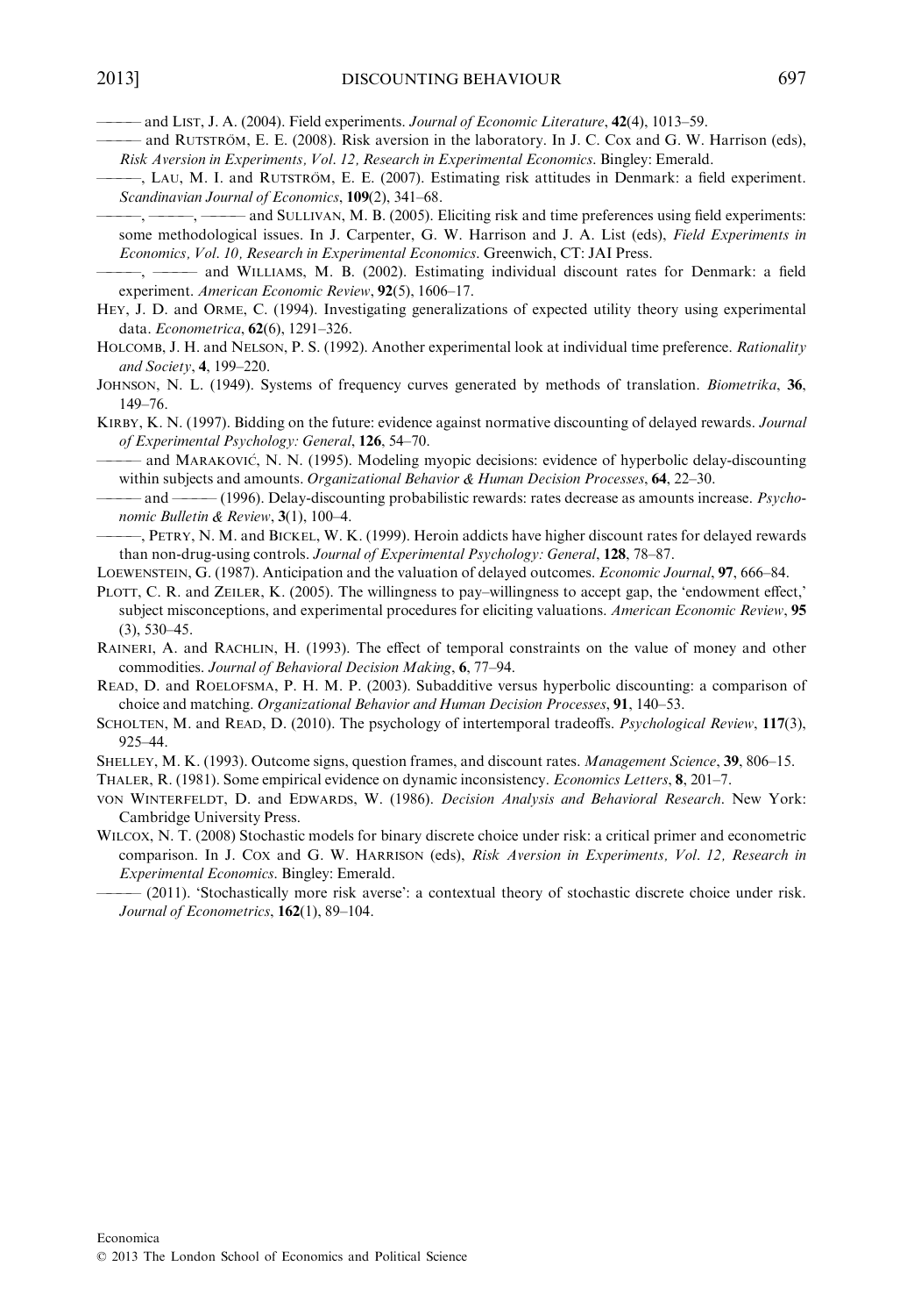——— and LIST, J. A. (2004). Field experiments. *Journal of Economic Literature*, **42**(4), 1013–59.

——— and RUTSTRÖM, E. E. (2008). Risk aversion in the laboratory. In J. C. Cox and G. W. Harrison (eds), *Risk Aversion in Experiments, Vol. 12, Research in Experimental Economics*. Bingley: Emerald.

———, LAU, M. I. and RUTSTRÖM, E. E. (2007). Estimating risk attitudes in Denmark: a field experiment. *Scandinavian Journal of Economics*, **109**(2), 341–68.

———, ———, ——— and SULLIVAN, M. B. (2005). Eliciting risk and time preferences using field experiments: some methodological issues. In J. Carpenter, G. W. Harrison and J. A. List (eds), *Field Experiments in Economics, Vol. 10, Research in Experimental Economics*. Greenwich, CT: JAI Press.

———, ——— and WILLIAMS, M. B. (2002). Estimating individual discount rates for Denmark: a field experiment. *American Economic Review*, **92**(5), 1606–17.

HEY, J. D. and ORME, C. (1994). Investigating generalizations of expected utility theory using experimental data. *Econometrica*, **62**(6), 1291–326.

HOLCOMB, J. H. and NELSON, P. S. (1992). Another experimental look at individual time preference. *Rationality and Society*, **4**, 199–220.

JOHNSON, N. L. (1949). Systems of frequency curves generated by methods of translation. *Biometrika*, **36**, 149–76.

KIRBY, K. N. (1997). Bidding on the future: evidence against normative discounting of delayed rewards. *Journal of Experimental Psychology: General*, **126**, 54–70.

——— and MARAKOVIĆ, N. N. (1995). Modeling myopic decisions: evidence of hyperbolic delay-discounting within subjects and amounts. *Organizational Behavior & Human Decision Processes*, **64**, 22–30.

——— and ——— (1996). Delay-discounting probabilistic rewards: rates decrease as amounts increase. *Psychonomic Bulletin & Review*, **3**(1), 100–4.

———, PETRY, N. M. and BICKEL, W. K. (1999). Heroin addicts have higher discount rates for delayed rewards than non-drug-using controls. *Journal of Experimental Psychology: General*, **128**, 78–87.

LOEWENSTEIN, G. (1987). Anticipation and the valuation of delayed outcomes. *Economic Journal*, **97**, 666–84.

PLOTT, C. R. and ZEILER, K. (2005). The willingness to pay–willingness to accept gap, the 'endowment effect,' subject misconceptions, and experimental procedures for eliciting valuations. *American Economic Review*, **95** (3), 530–45.

RAINERI, A. and RACHLIN, H. (1993). The effect of temporal constraints on the value of money and other commodities. *Journal of Behavioral Decision Making*, **6**, 77–94.

READ, D. and ROELOFSMA, P. H. M. P. (2003). Subadditive versus hyperbolic discounting: a comparison of choice and matching. *Organizational Behavior and Human Decision Processes*, **91**, 140–53.

SCHOLTEN, M. and READ, D. (2010). The psychology of intertemporal tradeoffs. *Psychological Review*, **117**(3), 925–44.

SHELLEY, M. K. (1993). Outcome signs, question frames, and discount rates. *Management Science*, **39**, 806–15.

THALER, R. (1981). Some empirical evidence on dynamic inconsistency. *Economics Letters*, **8**, 201–7.

VON WINTERFELDT, D. and EDWARDS, W. (1986). *Decision Analysis and Behavioral Research*. New York: Cambridge University Press.

WILCOX, N. T. (2008) Stochastic models for binary discrete choice under risk: a critical primer and econometric comparison. In J. COX and G. W. HARRISON (eds), *Risk Aversion in Experiments, Vol. 12, Research in Experimental Economics*. Bingley: Emerald.

——— (2011). 'Stochastically more risk averse': a contextual theory of stochastic discrete choice under risk. *Journal of Econometrics*, **162**(1), 89–104.